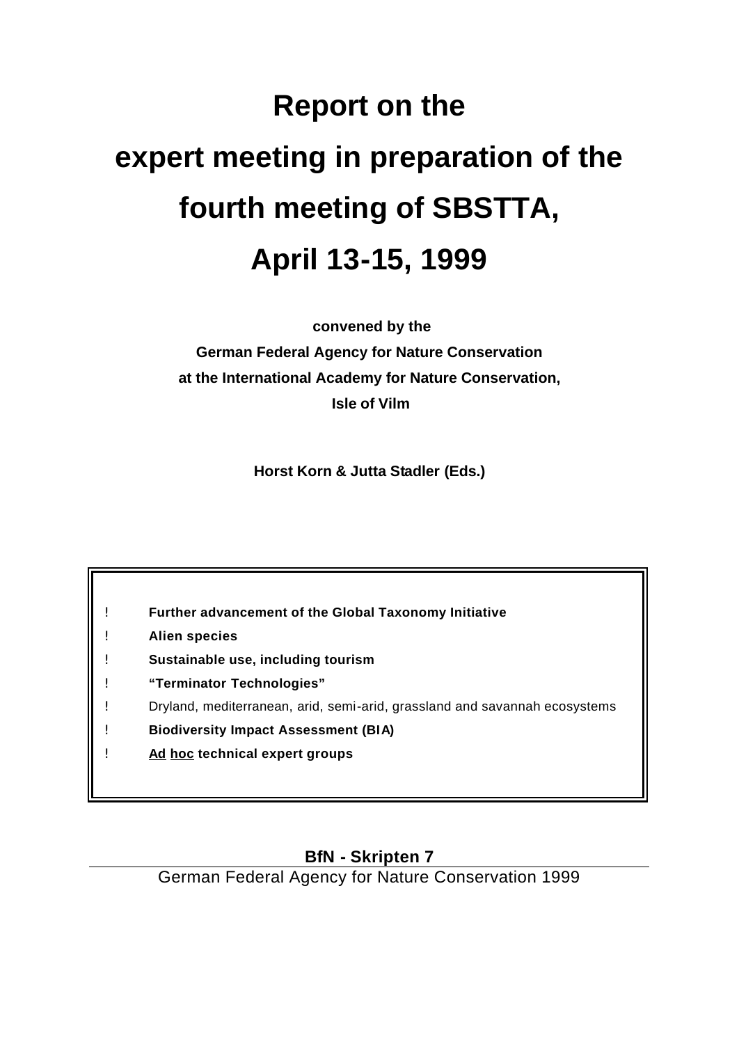# Report on the expert meeting in preparation of the fourth meeting of SBSTTA, April 13-15, 1999

**convened by the**

**German Federal Agency for Nature Conservation**

**at the International Academy for Nature Conservation,**

**Isle of Vilm**

**Horst Korn & Jutta Stadler (Eds.)**

- **Further advancement of the Global Taxonomy Initiative**
- **Alien species**
- **Sustainable use, including tourism**
- **"Terminator Technologies"**
- Dryland, mediterranean, arid, semi-arid, grassland and savannah ecosystems
- **Biodiversity Impact Assessment (BIA)**
- **Ad hoc technical expert groups**

**BfN - Skripten 7**

German Federal Agency for Nature Conservation 1999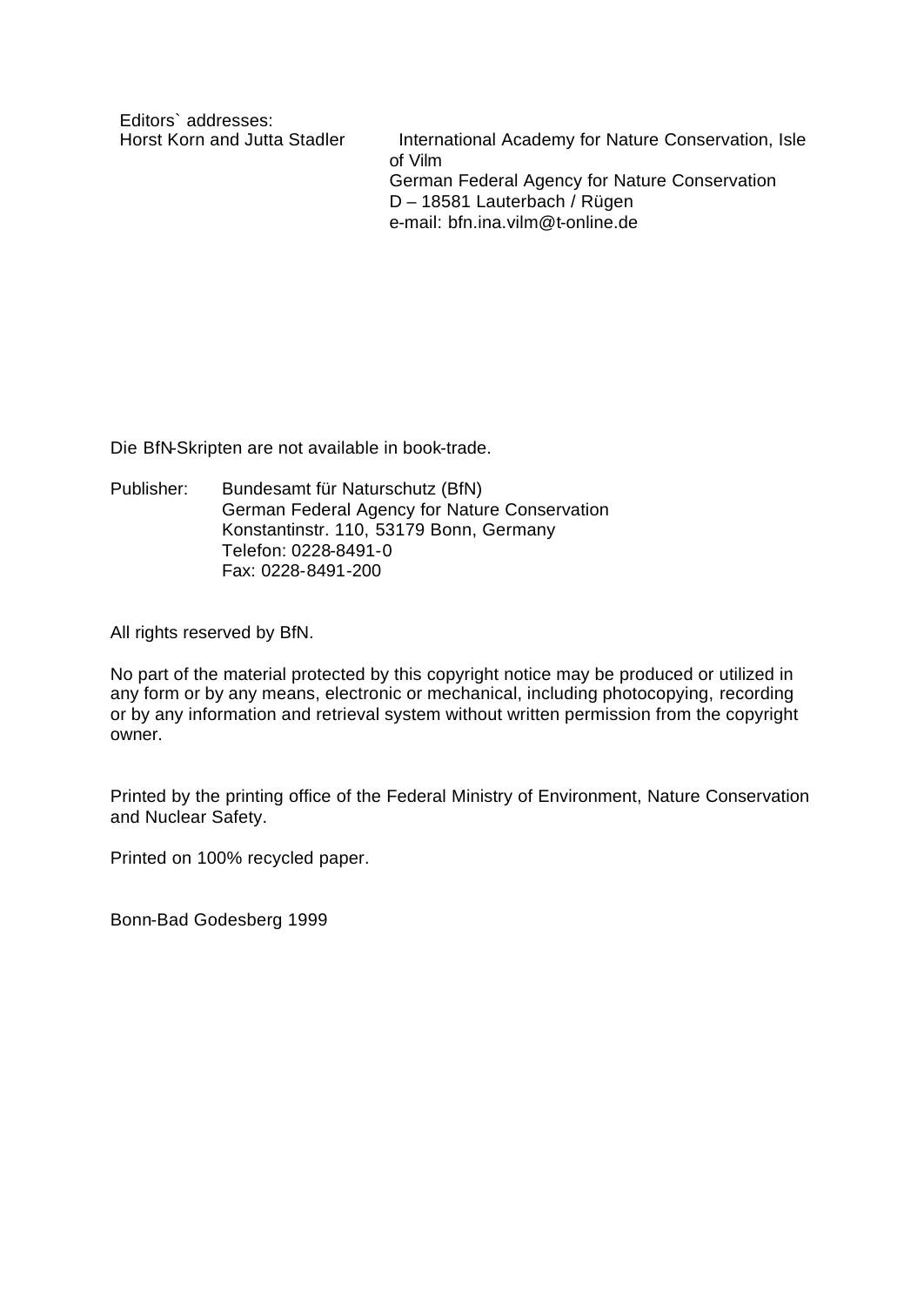Editors` addresses:

Horst Korn and Jutta Stadler

International Academy for Nature Conservation, Isle of Vilm
German Federal Agency for Nature Conservation
D – 18581 Lauterbach / Rügen
e-mail: bfn.ina.vilm@t-online.de

Die BfN-Skripten are not available in book-trade.

Publisher: Bundesamt für Naturschutz (BfN)
German Federal Agency for Nature Conservation
Konstantinstr. 110, 53179 Bonn, Germany
Telefon: 0228-8491-0
Fax: 0228-8491-200

All rights reserved by BfN.

No part of the material protected by this copyright notice may be produced or utilized in any form or by any means, electronic or mechanical, including photocopying, recording or by any information and retrieval system without written permission from the copyright owner.

Printed by the printing office of the Federal Ministry of Environment, Nature Conservation and Nuclear Safety.

Printed on 100% recycled paper.

Bonn-Bad Godesberg 1999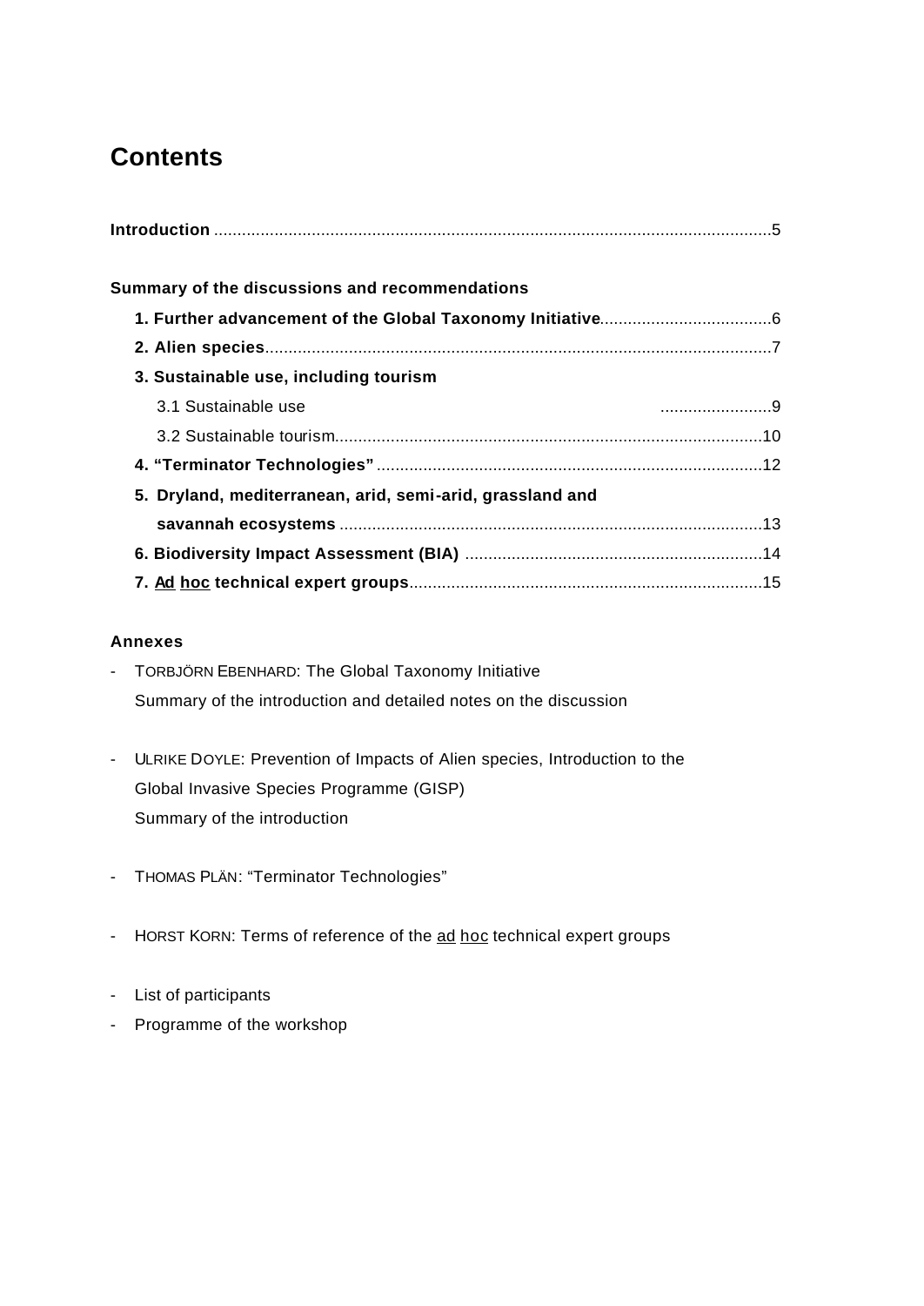# Contents

**Introduction** .......................................................................................................................5

**Summary of the discussions and recommendations**

- **1. Further advancement of the Global Taxonomy Initiative**....................................6
- **2. Alien species**............................................................................................................7
- **3. Sustainable use, including tourism**
  - 3.1 Sustainable use ........................9
  - 3.2 Sustainable tourism..........................................................................................10
- **4. "Terminator Technologies"** ..................................................................................12
- **5. Dryland, mediterranean, arid, semi-arid, grassland and savannah ecosystems** .........................................................................................13
- **6. Biodiversity Impact Assessment (BIA)** ................................................................14
- **7. *Ad hoc* technical expert groups**...........................................................................15

**Annexes**

- TORBJÖRN EBENHARD: The Global Taxonomy Initiative
  Summary of the introduction and detailed notes on the discussion
- ULRIKE DOYLE: Prevention of Impacts of Alien species, Introduction to the Global Invasive Species Programme (GISP)
  Summary of the introduction
- THOMAS PLÄN: "Terminator Technologies"
- HORST KORN: Terms of reference of the *ad hoc* technical expert groups
- List of participants
- Programme of the workshop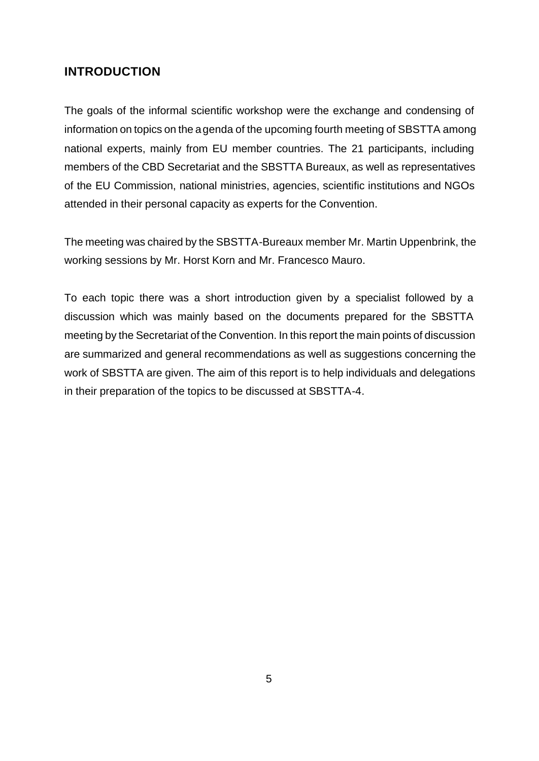## INTRODUCTION

The goals of the informal scientific workshop were the exchange and condensing of information on topics on the agenda of the upcoming fourth meeting of SBSTTA among national experts, mainly from EU member countries. The 21 participants, including members of the CBD Secretariat and the SBSTTA Bureaux, as well as representatives of the EU Commission, national ministries, agencies, scientific institutions and NGOs attended in their personal capacity as experts for the Convention.

The meeting was chaired by the SBSTTA-Bureaux member Mr. Martin Uppenbrink, the working sessions by Mr. Horst Korn and Mr. Francesco Mauro.

To each topic there was a short introduction given by a specialist followed by a discussion which was mainly based on the documents prepared for the SBSTTA meeting by the Secretariat of the Convention. In this report the main points of discussion are summarized and general recommendations as well as suggestions concerning the work of SBSTTA are given. The aim of this report is to help individuals and delegations in their preparation of the topics to be discussed at SBSTTA-4.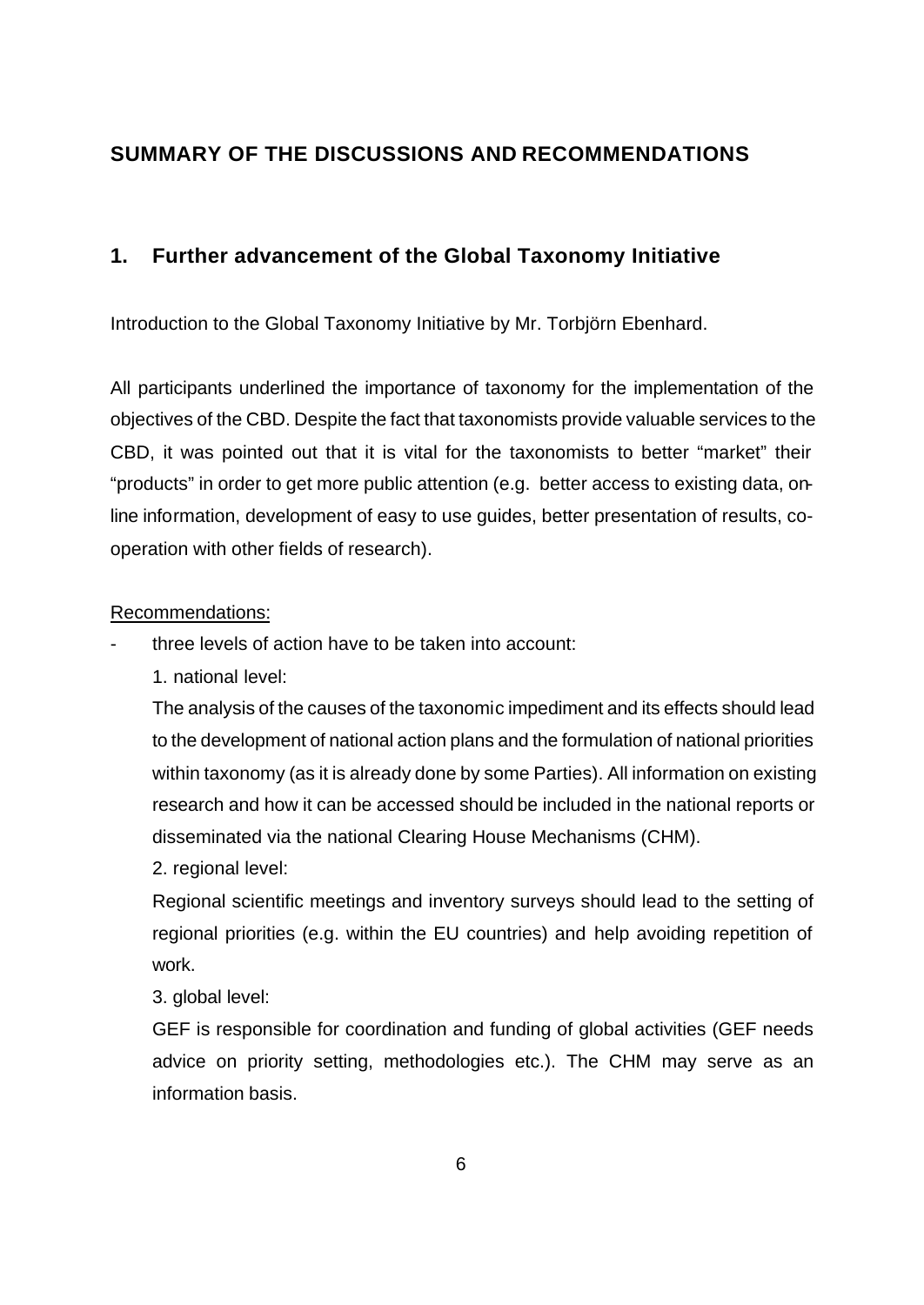## SUMMARY OF THE DISCUSSIONS AND RECOMMENDATIONS

### 1. Further advancement of the Global Taxonomy Initiative

Introduction to the Global Taxonomy Initiative by Mr. Torbjörn Ebenhard.

All participants underlined the importance of taxonomy for the implementation of the objectives of the CBD. Despite the fact that taxonomists provide valuable services to the CBD, it was pointed out that it is vital for the taxonomists to better "market" their "products" in order to get more public attention (e.g. better access to existing data, on-line information, development of easy to use guides, better presentation of results, co-operation with other fields of research).

<u>Recommendations:</u>

- three levels of action have to be taken into account:

  1. national level:

  The analysis of the causes of the taxonomic impediment and its effects should lead to the development of national action plans and the formulation of national priorities within taxonomy (as it is already done by some Parties). All information on existing research and how it can be accessed should be included in the national reports or disseminated via the national Clearing House Mechanisms (CHM).

  2. regional level:

  Regional scientific meetings and inventory surveys should lead to the setting of regional priorities (e.g. within the EU countries) and help avoiding repetition of work.

  3. global level:

  GEF is responsible for coordination and funding of global activities (GEF needs advice on priority setting, methodologies etc.). The CHM may serve as an information basis.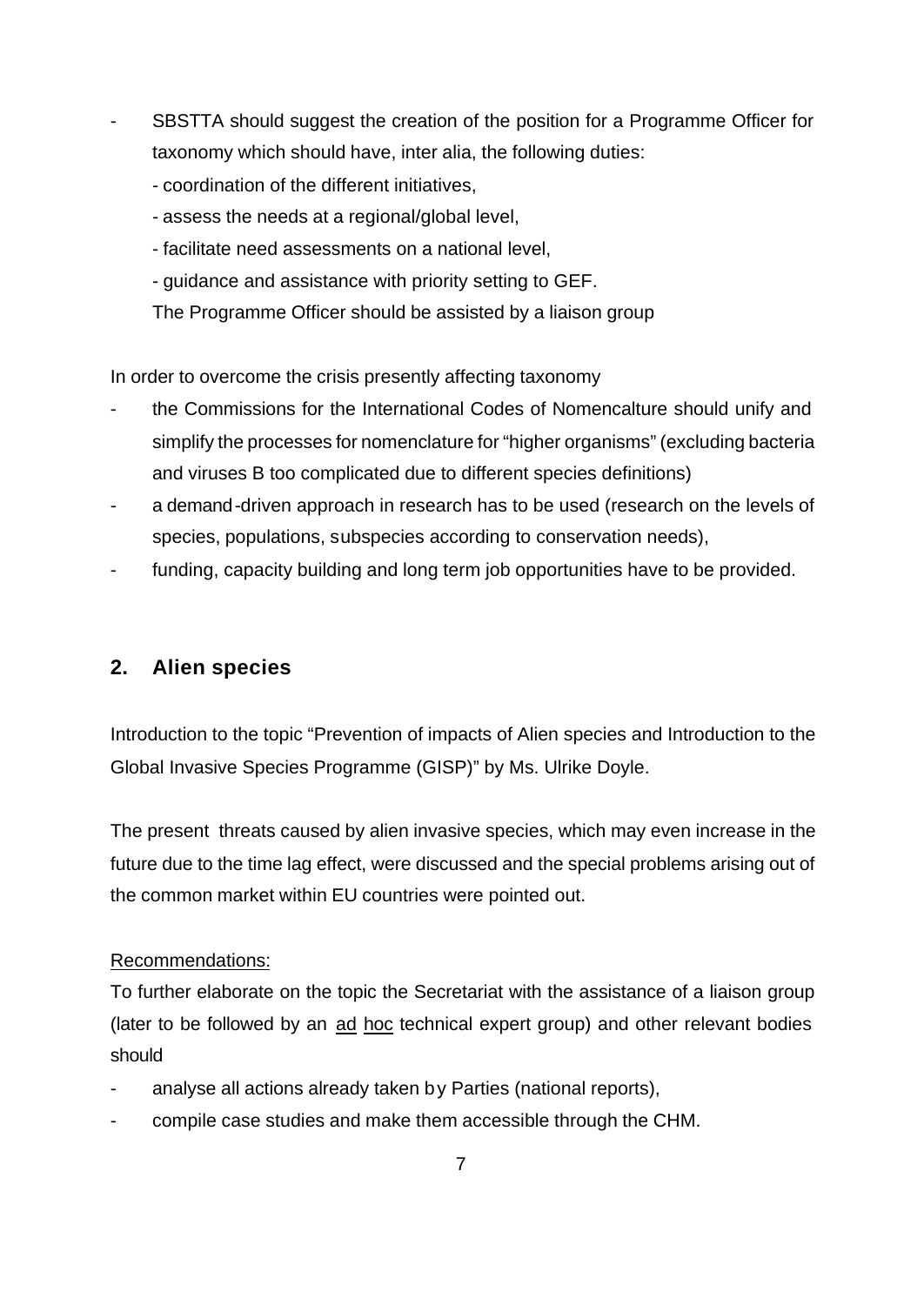- SBSTTA should suggest the creation of the position for a Programme Officer for taxonomy which should have, inter alia, the following duties:
  - coordination of the different initiatives,
  - assess the needs at a regional/global level,
  - facilitate need assessments on a national level,
  - guidance and assistance with priority setting to GEF.

  The Programme Officer should be assisted by a liaison group

In order to overcome the crisis presently affecting taxonomy

- the Commissions for the International Codes of Nomencalture should unify and simplify the processes for nomenclature for "higher organisms" (excluding bacteria and viruses B too complicated due to different species definitions)
- a demand-driven approach in research has to be used (research on the levels of species, populations, subspecies according to conservation needs),
- funding, capacity building and long term job opportunities have to be provided.

## 2. Alien species

Introduction to the topic "Prevention of impacts of Alien species and Introduction to the Global Invasive Species Programme (GISP)" by Ms. Ulrike Doyle.

The present threats caused by alien invasive species, which may even increase in the future due to the time lag effect, were discussed and the special problems arising out of the common market within EU countries were pointed out.

Recommendations:

To further elaborate on the topic the Secretariat with the assistance of a liaison group (later to be followed by an ad hoc technical expert group) and other relevant bodies should

- analyse all actions already taken by Parties (national reports),
- compile case studies and make them accessible through the CHM.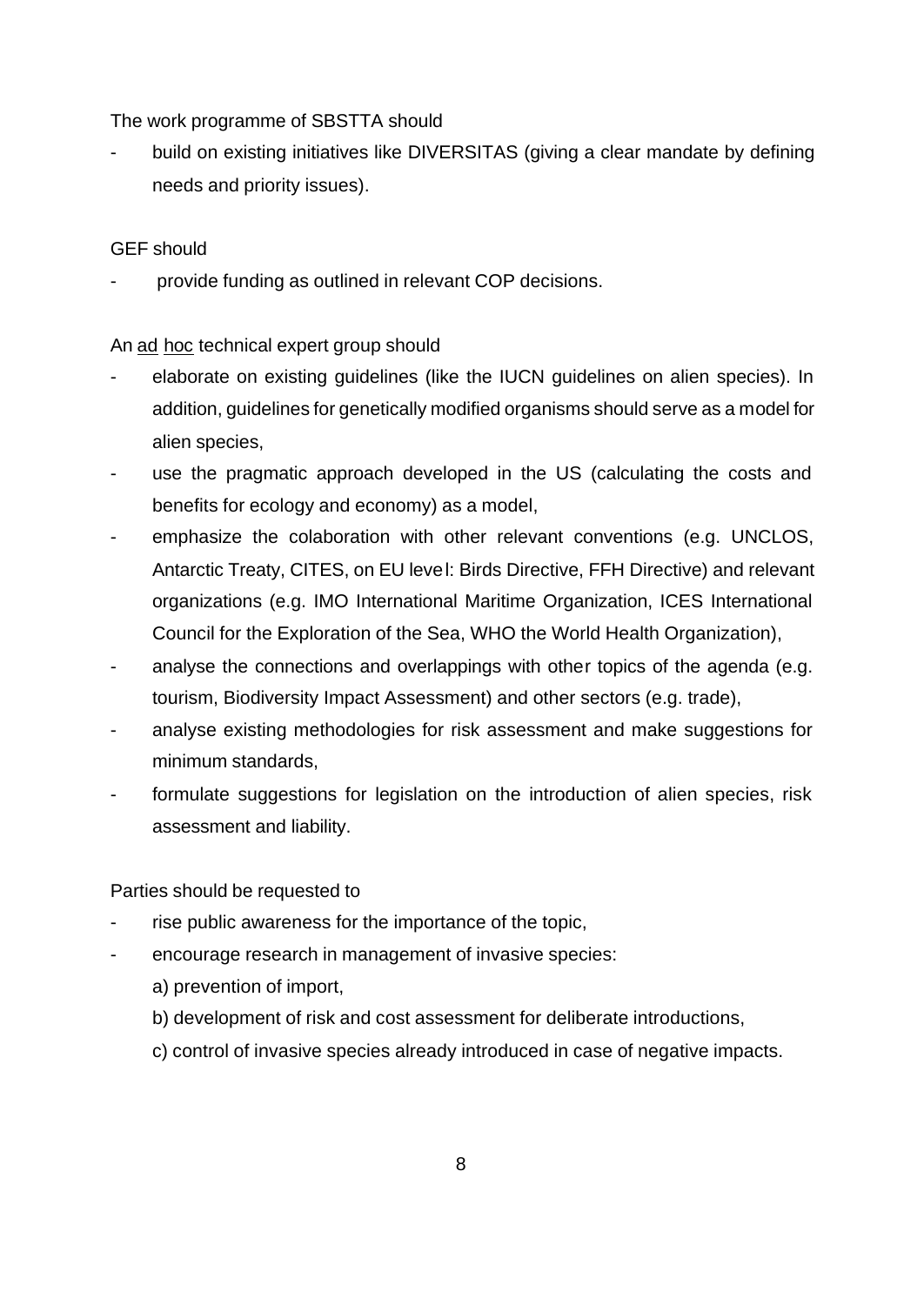The work programme of SBSTTA should

- build on existing initiatives like DIVERSITAS (giving a clear mandate by defining needs and priority issues).

GEF should

- provide funding as outlined in relevant COP decisions.

An <u>ad</u> <u>hoc</u> technical expert group should

- elaborate on existing guidelines (like the IUCN guidelines on alien species). In addition, guidelines for genetically modified organisms should serve as a model for alien species,
- use the pragmatic approach developed in the US (calculating the costs and benefits for ecology and economy) as a model,
- emphasize the colaboration with other relevant conventions (e.g. UNCLOS, Antarctic Treaty, CITES, on EU level: Birds Directive, FFH Directive) and relevant organizations (e.g. IMO International Maritime Organization, ICES International Council for the Exploration of the Sea, WHO the World Health Organization),
- analyse the connections and overlappings with other topics of the agenda (e.g. tourism, Biodiversity Impact Assessment) and other sectors (e.g. trade),
- analyse existing methodologies for risk assessment and make suggestions for minimum standards,
- formulate suggestions for legislation on the introduction of alien species, risk assessment and liability.

Parties should be requested to

- rise public awareness for the importance of the topic,
- encourage research in management of invasive species:
  - a) prevention of import,
  - b) development of risk and cost assessment for deliberate introductions,
  - c) control of invasive species already introduced in case of negative impacts.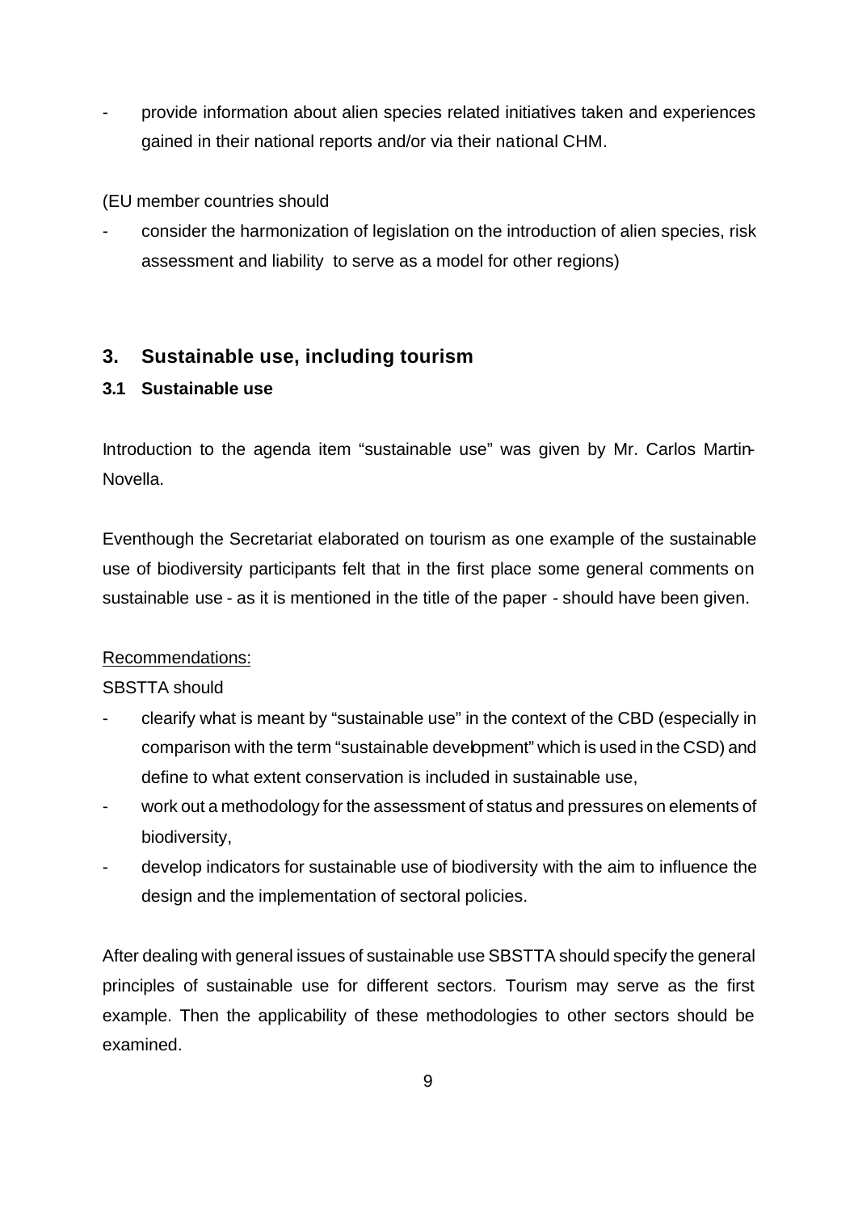- provide information about alien species related initiatives taken and experiences gained in their national reports and/or via their national CHM.

(EU member countries should

- consider the harmonization of legislation on the introduction of alien species, risk assessment and liability to serve as a model for other regions)

## 3. Sustainable use, including tourism

### 3.1 Sustainable use

Introduction to the agenda item "sustainable use" was given by Mr. Carlos Martin-Novella.

Eventhough the Secretariat elaborated on tourism as one example of the sustainable use of biodiversity participants felt that in the first place some general comments on sustainable use - as it is mentioned in the title of the paper - should have been given.

Recommendations:

SBSTTA should

- clearify what is meant by "sustainable use" in the context of the CBD (especially in comparison with the term "sustainable development" which is used in the CSD) and define to what extent conservation is included in sustainable use,
- work out a methodology for the assessment of status and pressures on elements of biodiversity,
- develop indicators for sustainable use of biodiversity with the aim to influence the design and the implementation of sectoral policies.

After dealing with general issues of sustainable use SBSTTA should specify the general principles of sustainable use for different sectors. Tourism may serve as the first example. Then the applicability of these methodologies to other sectors should be examined.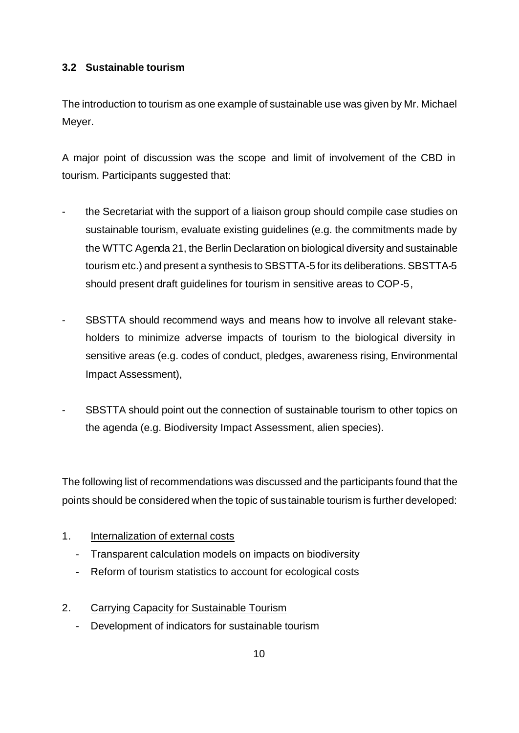### 3.2 Sustainable tourism

The introduction to tourism as one example of sustainable use was given by Mr. Michael Meyer.

A major point of discussion was the scope and limit of involvement of the CBD in tourism. Participants suggested that:

- the Secretariat with the support of a liaison group should compile case studies on sustainable tourism, evaluate existing guidelines (e.g. the commitments made by the WTTC Agenda 21, the Berlin Declaration on biological diversity and sustainable tourism etc.) and present a synthesis to SBSTTA-5 for its deliberations. SBSTTA-5 should present draft guidelines for tourism in sensitive areas to COP-5,
- SBSTTA should recommend ways and means how to involve all relevant stake-holders to minimize adverse impacts of tourism to the biological diversity in sensitive areas (e.g. codes of conduct, pledges, awareness rising, Environmental Impact Assessment),
- SBSTTA should point out the connection of sustainable tourism to other topics on the agenda (e.g. Biodiversity Impact Assessment, alien species).

The following list of recommendations was discussed and the participants found that the points should be considered when the topic of sustainable tourism is further developed:

1. Internalization of external costs
   - Transparent calculation models on impacts on biodiversity
   - Reform of tourism statistics to account for ecological costs

2. Carrying Capacity for Sustainable Tourism
   - Development of indicators for sustainable tourism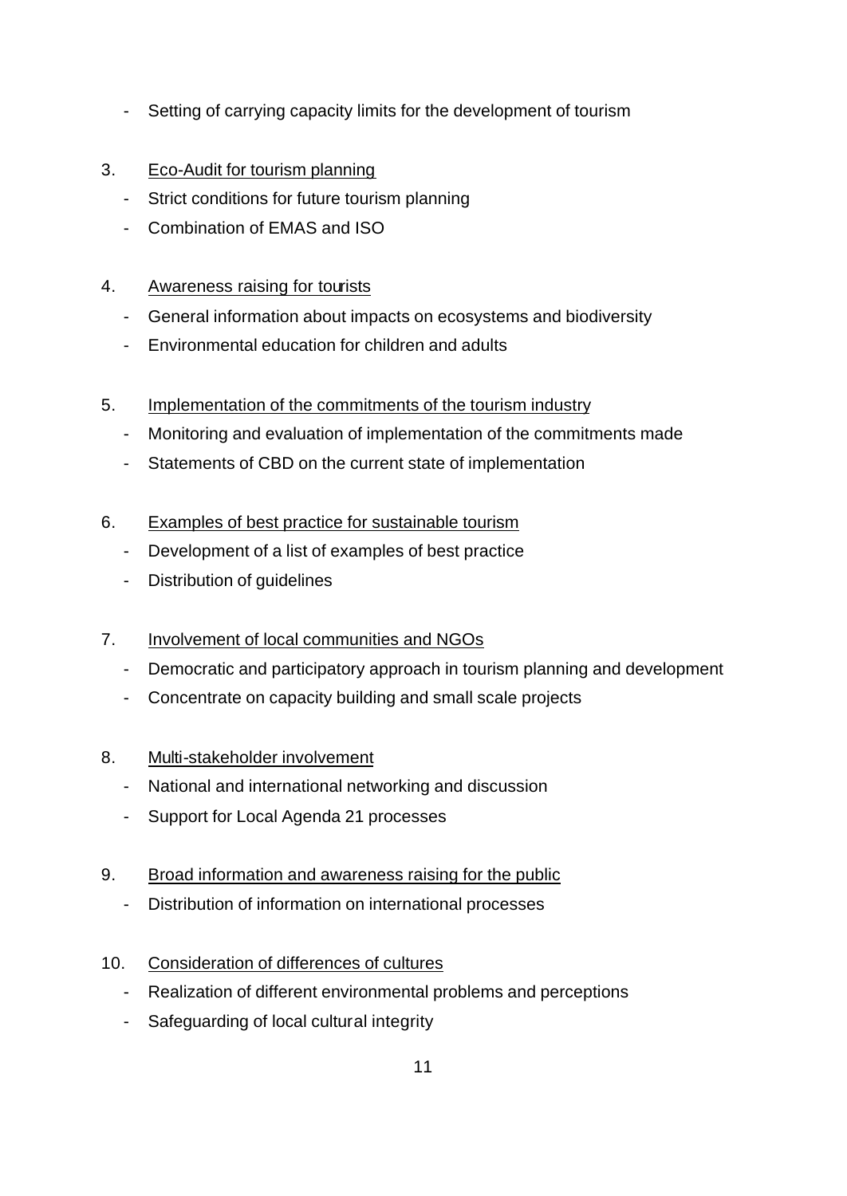- Setting of carrying capacity limits for the development of tourism

3. Eco-Audit for tourism planning
   - Strict conditions for future tourism planning
   - Combination of EMAS and ISO

4. Awareness raising for tourists
   - General information about impacts on ecosystems and biodiversity
   - Environmental education for children and adults

5. Implementation of the commitments of the tourism industry
   - Monitoring and evaluation of implementation of the commitments made
   - Statements of CBD on the current state of implementation

6. Examples of best practice for sustainable tourism
   - Development of a list of examples of best practice
   - Distribution of guidelines

7. Involvement of local communities and NGOs
   - Democratic and participatory approach in tourism planning and development
   - Concentrate on capacity building and small scale projects

8. Multi-stakeholder involvement
   - National and international networking and discussion
   - Support for Local Agenda 21 processes

9. Broad information and awareness raising for the public
   - Distribution of information on international processes

10. Consideration of differences of cultures
    - Realization of different environmental problems and perceptions
    - Safeguarding of local cultural integrity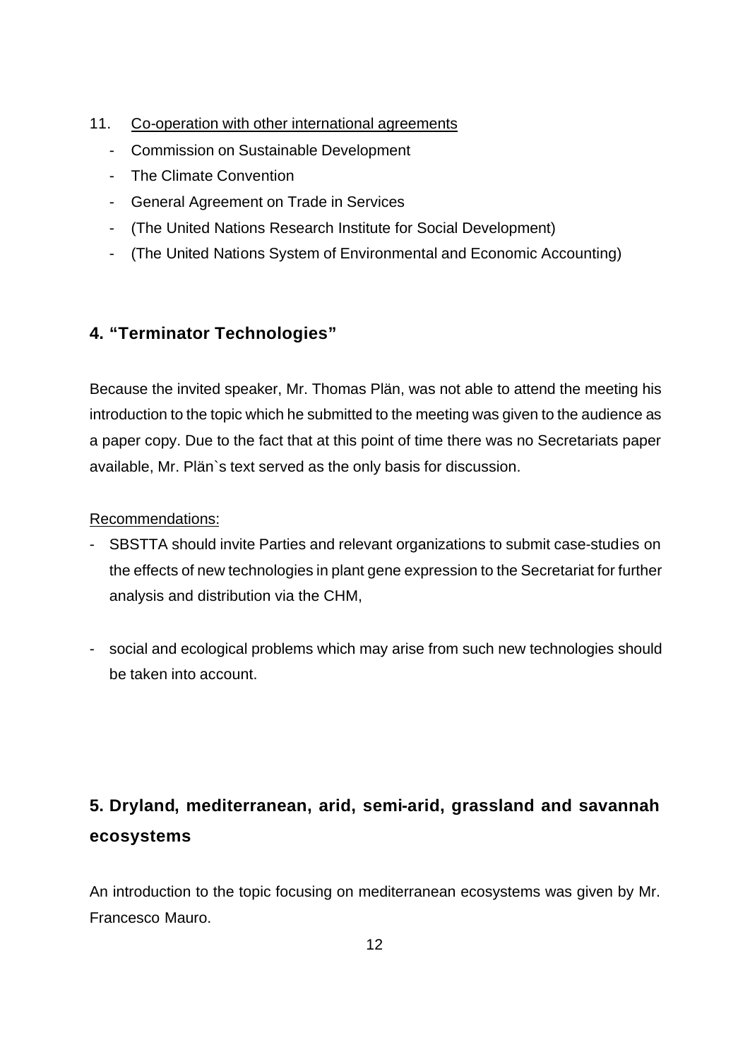11. Co-operation with other international agreements
    - Commission on Sustainable Development
    - The Climate Convention
    - General Agreement on Trade in Services
    - (The United Nations Research Institute for Social Development)
    - (The United Nations System of Environmental and Economic Accounting)

## 4. "Terminator Technologies"

Because the invited speaker, Mr. Thomas Plän, was not able to attend the meeting his introduction to the topic which he submitted to the meeting was given to the audience as a paper copy. Due to the fact that at this point of time there was no Secretariats paper available, Mr. Plän`s text served as the only basis for discussion.

Recommendations:

- SBSTTA should invite Parties and relevant organizations to submit case-studies on the effects of new technologies in plant gene expression to the Secretariat for further analysis and distribution via the CHM,

- social and ecological problems which may arise from such new technologies should be taken into account.

## 5. Dryland, mediterranean, arid, semi-arid, grassland and savannah ecosystems

An introduction to the topic focusing on mediterranean ecosystems was given by Mr. Francesco Mauro.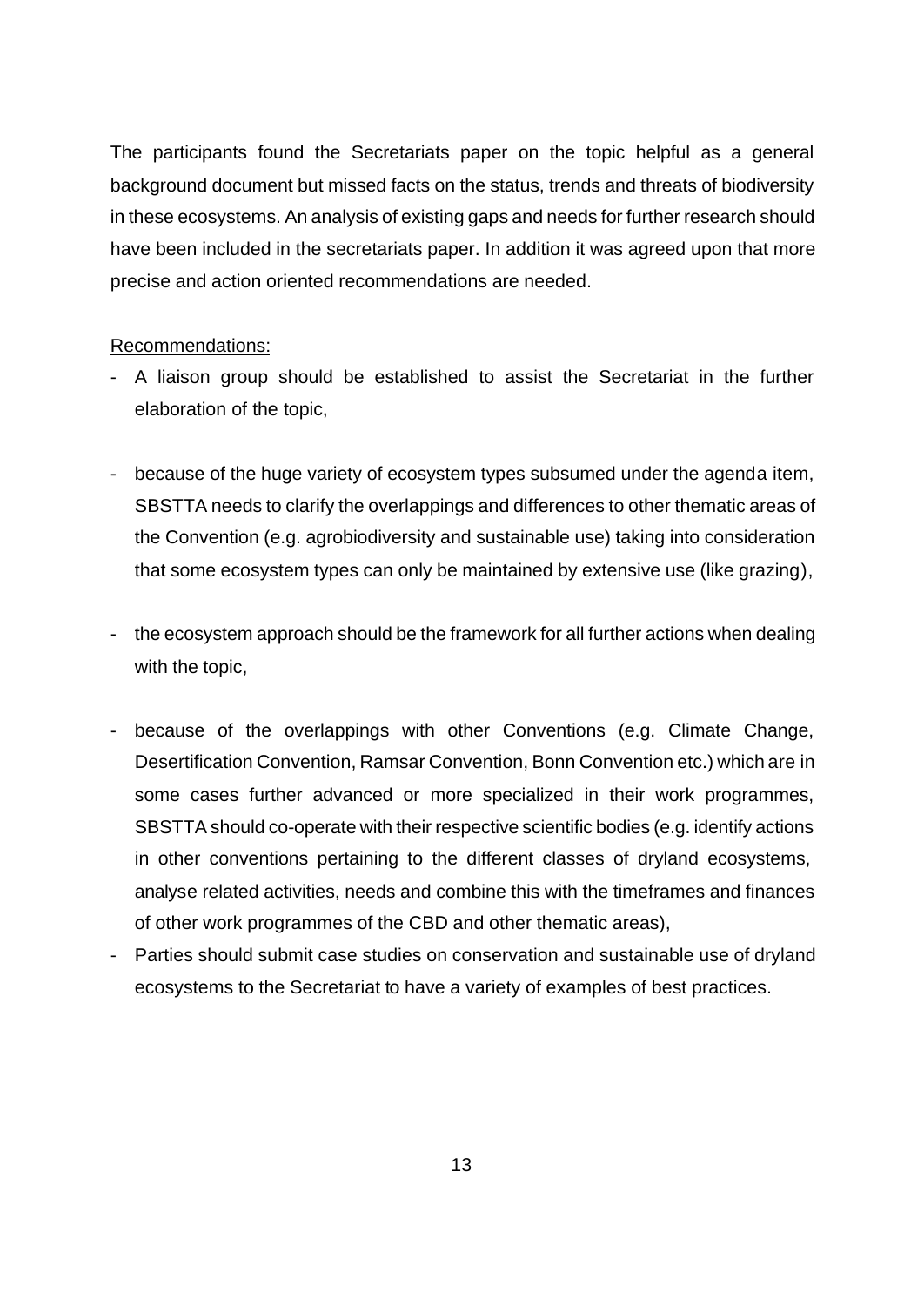The participants found the Secretariats paper on the topic helpful as a general background document but missed facts on the status, trends and threats of biodiversity in these ecosystems. An analysis of existing gaps and needs for further research should have been included in the secretariats paper. In addition it was agreed upon that more precise and action oriented recommendations are needed.

Recommendations:

- A liaison group should be established to assist the Secretariat in the further elaboration of the topic,
- because of the huge variety of ecosystem types subsumed under the agenda item, SBSTTA needs to clarify the overlappings and differences to other thematic areas of the Convention (e.g. agrobiodiversity and sustainable use) taking into consideration that some ecosystem types can only be maintained by extensive use (like grazing),
- the ecosystem approach should be the framework for all further actions when dealing with the topic,
- because of the overlappings with other Conventions (e.g. Climate Change, Desertification Convention, Ramsar Convention, Bonn Convention etc.) which are in some cases further advanced or more specialized in their work programmes, SBSTTA should co-operate with their respective scientific bodies (e.g. identify actions in other conventions pertaining to the different classes of dryland ecosystems, analyse related activities, needs and combine this with the timeframes and finances of other work programmes of the CBD and other thematic areas),
- Parties should submit case studies on conservation and sustainable use of dryland ecosystems to the Secretariat to have a variety of examples of best practices.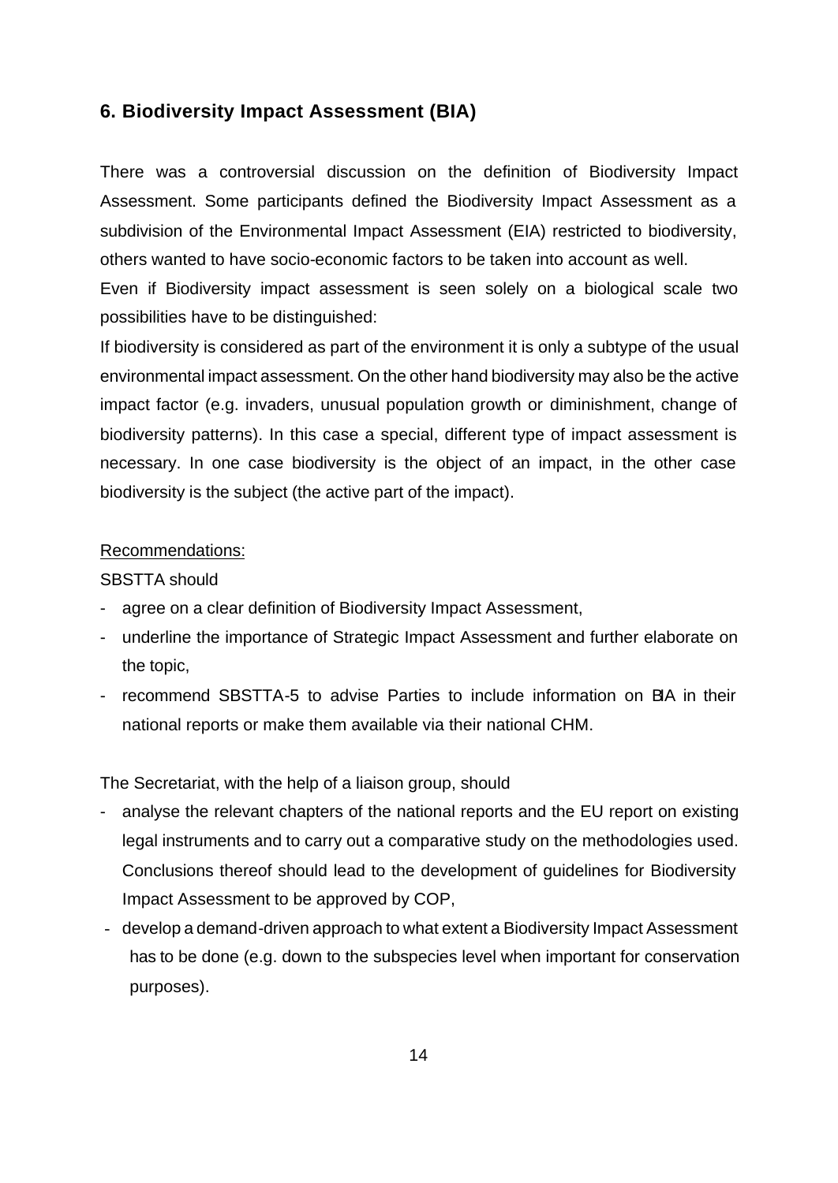## 6. Biodiversity Impact Assessment (BIA)

There was a controversial discussion on the definition of Biodiversity Impact Assessment. Some participants defined the Biodiversity Impact Assessment as a subdivision of the Environmental Impact Assessment (EIA) restricted to biodiversity, others wanted to have socio-economic factors to be taken into account as well.

Even if Biodiversity impact assessment is seen solely on a biological scale two possibilities have to be distinguished:

If biodiversity is considered as part of the environment it is only a subtype of the usual environmental impact assessment. On the other hand biodiversity may also be the active impact factor (e.g. invaders, unusual population growth or diminishment, change of biodiversity patterns). In this case a special, different type of impact assessment is necessary. In one case biodiversity is the object of an impact, in the other case biodiversity is the subject (the active part of the impact).

Recommendations:

SBSTTA should

- agree on a clear definition of Biodiversity Impact Assessment,
- underline the importance of Strategic Impact Assessment and further elaborate on the topic,
- recommend SBSTTA-5 to advise Parties to include information on BIA in their national reports or make them available via their national CHM.

The Secretariat, with the help of a liaison group, should

- analyse the relevant chapters of the national reports and the EU report on existing legal instruments and to carry out a comparative study on the methodologies used. Conclusions thereof should lead to the development of guidelines for Biodiversity Impact Assessment to be approved by COP,
- develop a demand-driven approach to what extent a Biodiversity Impact Assessment has to be done (e.g. down to the subspecies level when important for conservation purposes).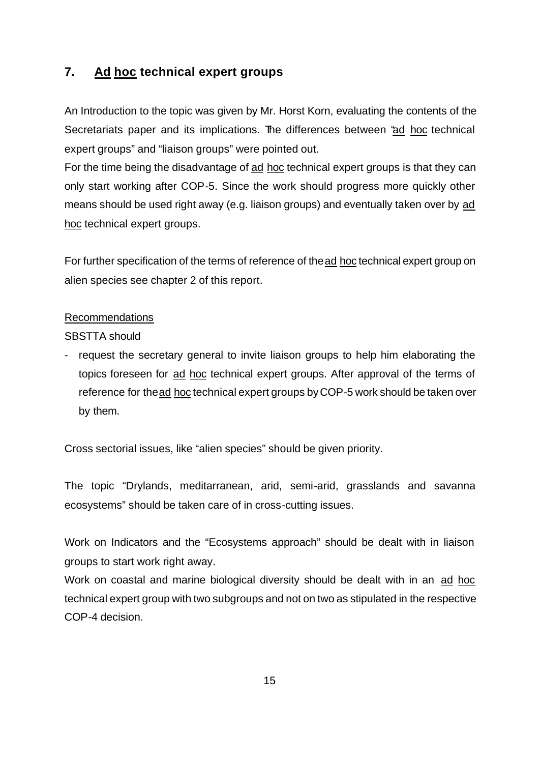## 7. Ad hoc technical expert groups

An Introduction to the topic was given by Mr. Horst Korn, evaluating the contents of the Secretariats paper and its implications. The differences between "ad hoc technical expert groups" and "liaison groups" were pointed out.

For the time being the disadvantage of ad hoc technical expert groups is that they can only start working after COP-5. Since the work should progress more quickly other means should be used right away (e.g. liaison groups) and eventually taken over by ad hoc technical expert groups.

For further specification of the terms of reference of the ad hoc technical expert group on alien species see chapter 2 of this report.

Recommendations

SBSTTA should

- request the secretary general to invite liaison groups to help him elaborating the topics foreseen for ad hoc technical expert groups. After approval of the terms of reference for the ad hoc technical expert groups by COP-5 work should be taken over by them.

Cross sectorial issues, like "alien species" should be given priority.

The topic "Drylands, meditarranean, arid, semi-arid, grasslands and savanna ecosystems" should be taken care of in cross-cutting issues.

Work on Indicators and the "Ecosystems approach" should be dealt with in liaison groups to start work right away.

Work on coastal and marine biological diversity should be dealt with in an ad hoc technical expert group with two subgroups and not on two as stipulated in the respective COP-4 decision.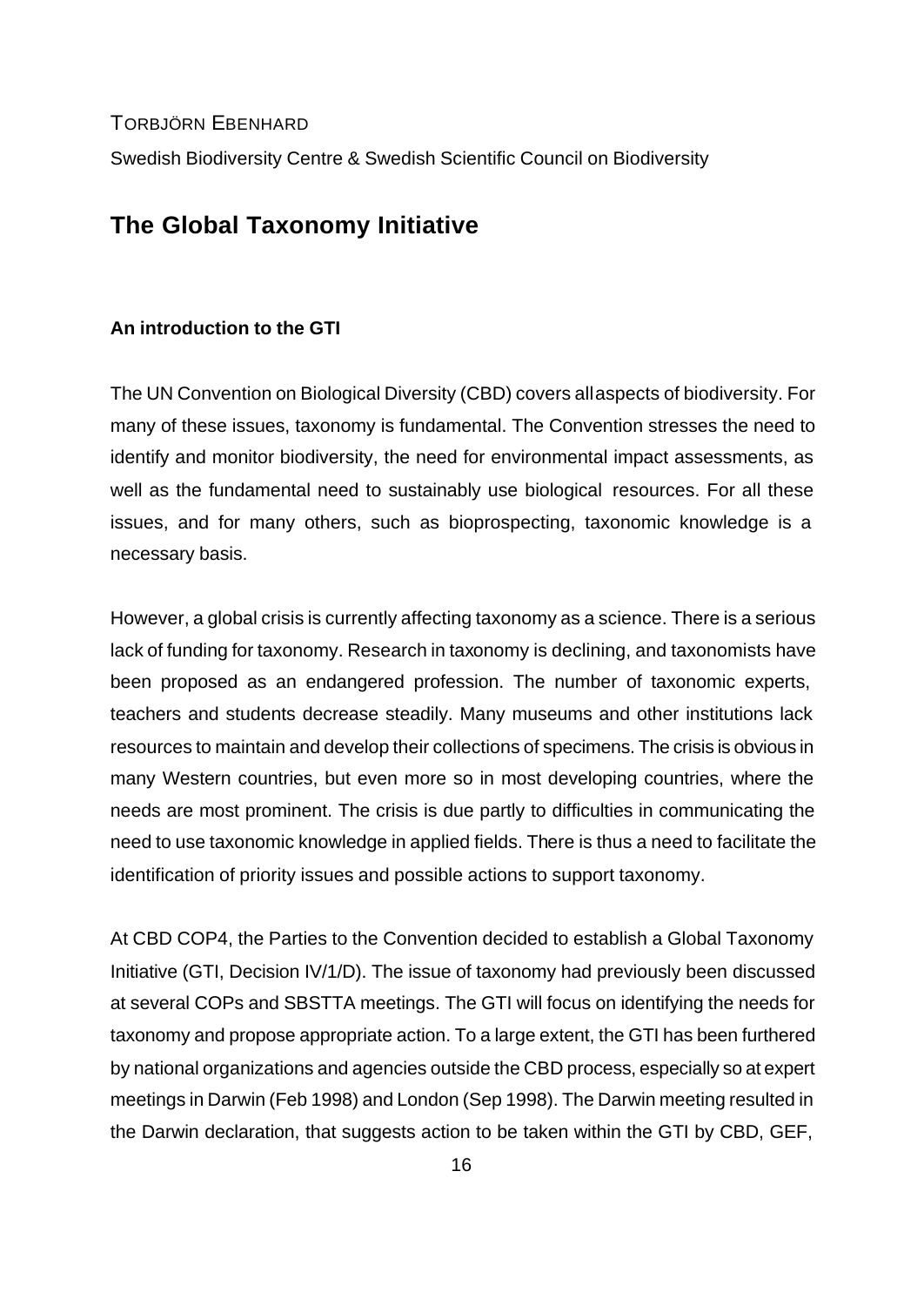TORBJÖRN EBENHARD

Swedish Biodiversity Centre & Swedish Scientific Council on Biodiversity

## The Global Taxonomy Initiative

### An introduction to the GTI

The UN Convention on Biological Diversity (CBD) covers all aspects of biodiversity. For many of these issues, taxonomy is fundamental. The Convention stresses the need to identify and monitor biodiversity, the need for environmental impact assessments, as well as the fundamental need to sustainably use biological resources. For all these issues, and for many others, such as bioprospecting, taxonomic knowledge is a necessary basis.

However, a global crisis is currently affecting taxonomy as a science. There is a serious lack of funding for taxonomy. Research in taxonomy is declining, and taxonomists have been proposed as an endangered profession. The number of taxonomic experts, teachers and students decrease steadily. Many museums and other institutions lack resources to maintain and develop their collections of specimens. The crisis is obvious in many Western countries, but even more so in most developing countries, where the needs are most prominent. The crisis is due partly to difficulties in communicating the need to use taxonomic knowledge in applied fields. There is thus a need to facilitate the identification of priority issues and possible actions to support taxonomy.

At CBD COP4, the Parties to the Convention decided to establish a Global Taxonomy Initiative (GTI, Decision IV/1/D). The issue of taxonomy had previously been discussed at several COPs and SBSTTA meetings. The GTI will focus on identifying the needs for taxonomy and propose appropriate action. To a large extent, the GTI has been furthered by national organizations and agencies outside the CBD process, especially so at expert meetings in Darwin (Feb 1998) and London (Sep 1998). The Darwin meeting resulted in the Darwin declaration, that suggests action to be taken within the GTI by CBD, GEF,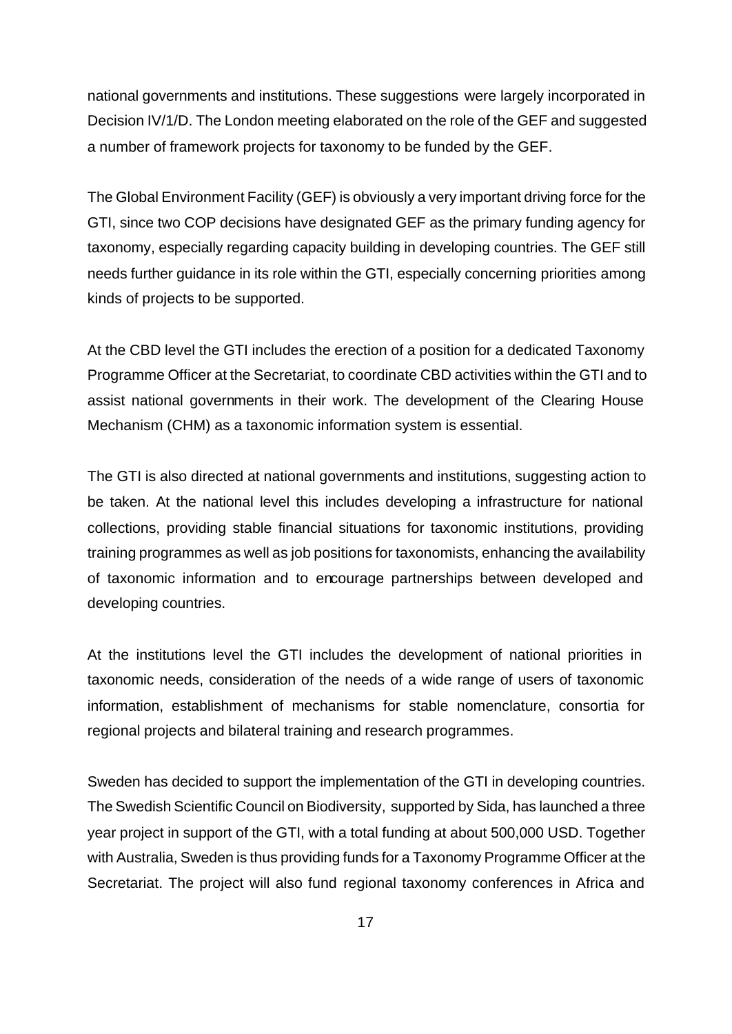national governments and institutions. These suggestions were largely incorporated in Decision IV/1/D. The London meeting elaborated on the role of the GEF and suggested a number of framework projects for taxonomy to be funded by the GEF.

The Global Environment Facility (GEF) is obviously a very important driving force for the GTI, since two COP decisions have designated GEF as the primary funding agency for taxonomy, especially regarding capacity building in developing countries. The GEF still needs further guidance in its role within the GTI, especially concerning priorities among kinds of projects to be supported.

At the CBD level the GTI includes the erection of a position for a dedicated Taxonomy Programme Officer at the Secretariat, to coordinate CBD activities within the GTI and to assist national governments in their work. The development of the Clearing House Mechanism (CHM) as a taxonomic information system is essential.

The GTI is also directed at national governments and institutions, suggesting action to be taken. At the national level this includes developing a infrastructure for national collections, providing stable financial situations for taxonomic institutions, providing training programmes as well as job positions for taxonomists, enhancing the availability of taxonomic information and to encourage partnerships between developed and developing countries.

At the institutions level the GTI includes the development of national priorities in taxonomic needs, consideration of the needs of a wide range of users of taxonomic information, establishment of mechanisms for stable nomenclature, consortia for regional projects and bilateral training and research programmes.

Sweden has decided to support the implementation of the GTI in developing countries. The Swedish Scientific Council on Biodiversity, supported by Sida, has launched a three year project in support of the GTI, with a total funding at about 500,000 USD. Together with Australia, Sweden is thus providing funds for a Taxonomy Programme Officer at the Secretariat. The project will also fund regional taxonomy conferences in Africa and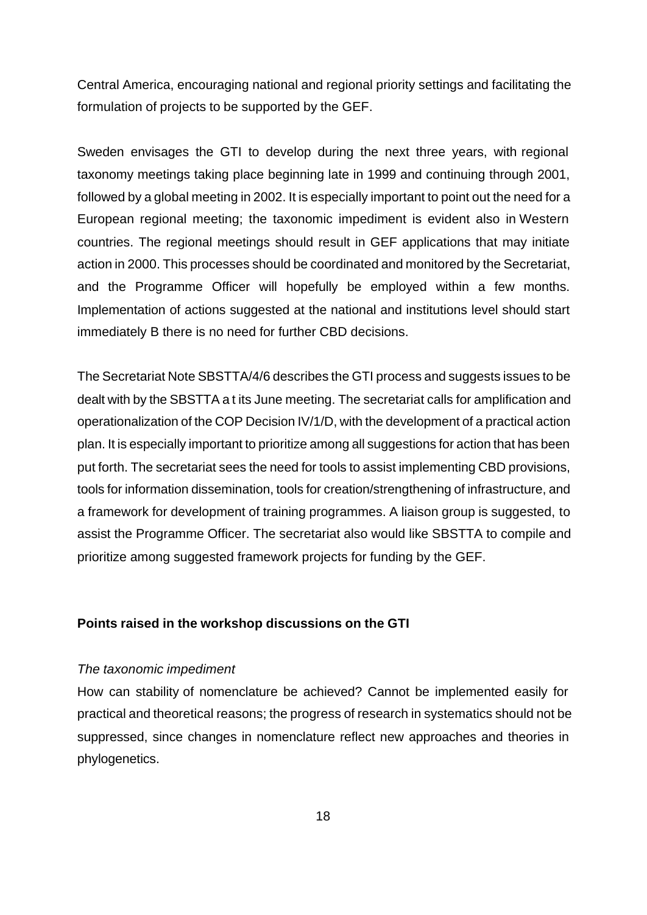Central America, encouraging national and regional priority settings and facilitating the formulation of projects to be supported by the GEF.

Sweden envisages the GTI to develop during the next three years, with regional taxonomy meetings taking place beginning late in 1999 and continuing through 2001, followed by a global meeting in 2002. It is especially important to point out the need for a European regional meeting; the taxonomic impediment is evident also in Western countries. The regional meetings should result in GEF applications that may initiate action in 2000. This processes should be coordinated and monitored by the Secretariat, and the Programme Officer will hopefully be employed within a few months. Implementation of actions suggested at the national and institutions level should start immediately B there is no need for further CBD decisions.

The Secretariat Note SBSTTA/4/6 describes the GTI process and suggests issues to be dealt with by the SBSTTA a t its June meeting. The secretariat calls for amplification and operationalization of the COP Decision IV/1/D, with the development of a practical action plan. It is especially important to prioritize among all suggestions for action that has been put forth. The secretariat sees the need for tools to assist implementing CBD provisions, tools for information dissemination, tools for creation/strengthening of infrastructure, and a framework for development of training programmes. A liaison group is suggested, to assist the Programme Officer. The secretariat also would like SBSTTA to compile and prioritize among suggested framework projects for funding by the GEF.

**Points raised in the workshop discussions on the GTI**

*The taxonomic impediment*

How can stability of nomenclature be achieved? Cannot be implemented easily for practical and theoretical reasons; the progress of research in systematics should not be suppressed, since changes in nomenclature reflect new approaches and theories in phylogenetics.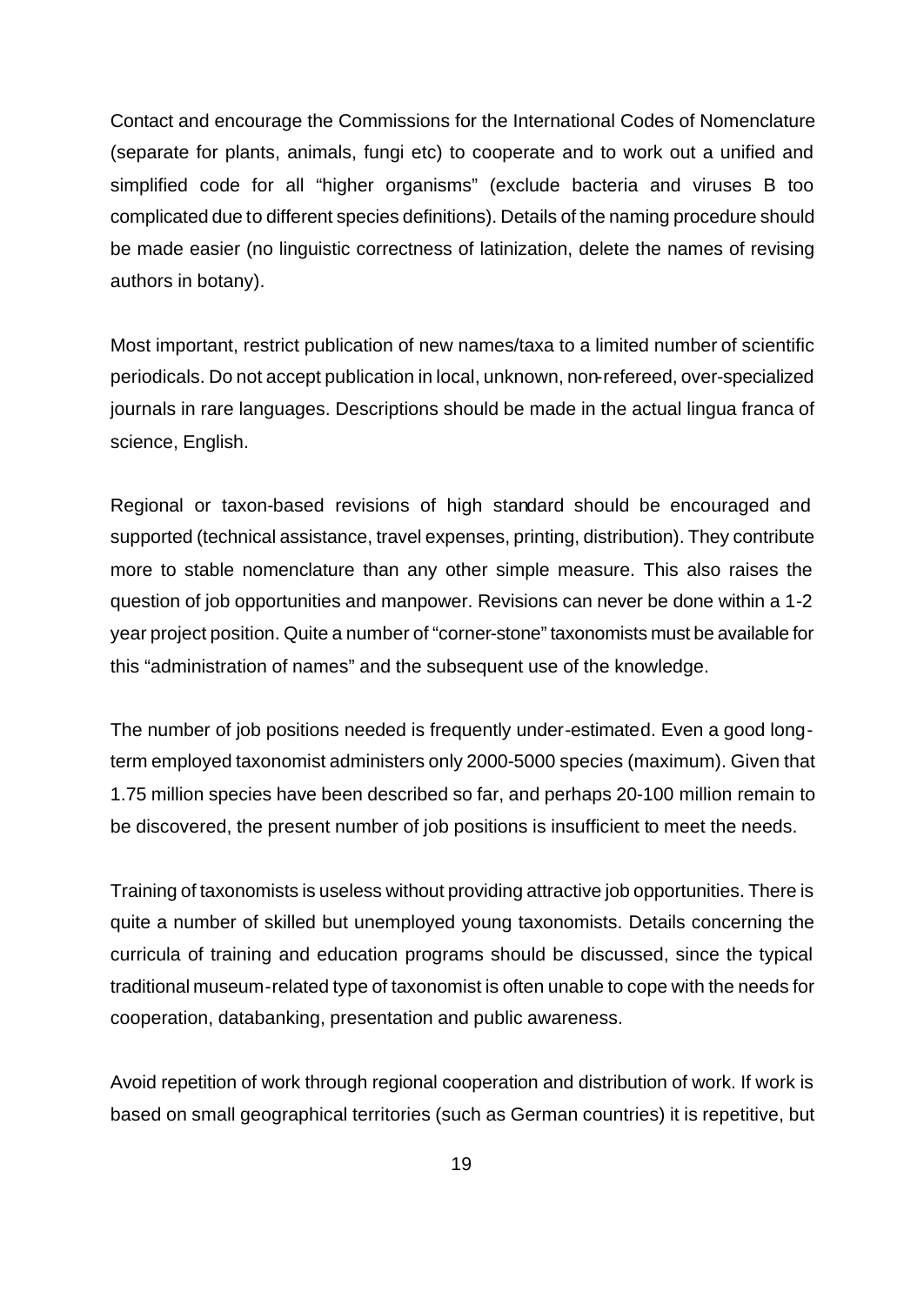Contact and encourage the Commissions for the International Codes of Nomenclature (separate for plants, animals, fungi etc) to cooperate and to work out a unified and simplified code for all "higher organisms" (exclude bacteria and viruses B too complicated due to different species definitions). Details of the naming procedure should be made easier (no linguistic correctness of latinization, delete the names of revising authors in botany).

Most important, restrict publication of new names/taxa to a limited number of scientific periodicals. Do not accept publication in local, unknown, non-refereed, over-specialized journals in rare languages. Descriptions should be made in the actual lingua franca of science, English.

Regional or taxon-based revisions of high standard should be encouraged and supported (technical assistance, travel expenses, printing, distribution). They contribute more to stable nomenclature than any other simple measure. This also raises the question of job opportunities and manpower. Revisions can never be done within a 1-2 year project position. Quite a number of "corner-stone" taxonomists must be available for this "administration of names" and the subsequent use of the knowledge.

The number of job positions needed is frequently under-estimated. Even a good long-term employed taxonomist administers only 2000-5000 species (maximum). Given that 1.75 million species have been described so far, and perhaps 20-100 million remain to be discovered, the present number of job positions is insufficient to meet the needs.

Training of taxonomists is useless without providing attractive job opportunities. There is quite a number of skilled but unemployed young taxonomists. Details concerning the curricula of training and education programs should be discussed, since the typical traditional museum-related type of taxonomist is often unable to cope with the needs for cooperation, databanking, presentation and public awareness.

Avoid repetition of work through regional cooperation and distribution of work. If work is based on small geographical territories (such as German countries) it is repetitive, but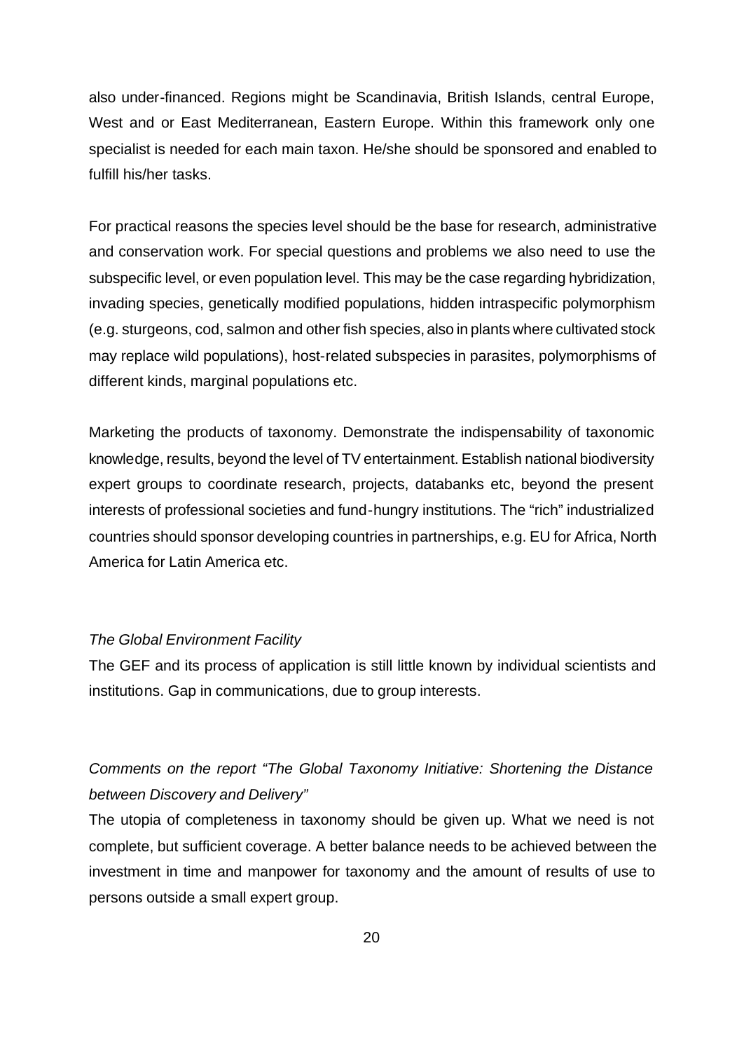also under-financed. Regions might be Scandinavia, British Islands, central Europe, West and or East Mediterranean, Eastern Europe. Within this framework only one specialist is needed for each main taxon. He/she should be sponsored and enabled to fulfill his/her tasks.

For practical reasons the species level should be the base for research, administrative and conservation work. For special questions and problems we also need to use the subspecific level, or even population level. This may be the case regarding hybridization, invading species, genetically modified populations, hidden intraspecific polymorphism (e.g. sturgeons, cod, salmon and other fish species, also in plants where cultivated stock may replace wild populations), host-related subspecies in parasites, polymorphisms of different kinds, marginal populations etc.

Marketing the products of taxonomy. Demonstrate the indispensability of taxonomic knowledge, results, beyond the level of TV entertainment. Establish national biodiversity expert groups to coordinate research, projects, databanks etc, beyond the present interests of professional societies and fund-hungry institutions. The "rich" industrialized countries should sponsor developing countries in partnerships, e.g. EU for Africa, North America for Latin America etc.

*The Global Environment Facility*

The GEF and its process of application is still little known by individual scientists and institutions. Gap in communications, due to group interests.

*Comments on the report "The Global Taxonomy Initiative: Shortening the Distance between Discovery and Delivery"*

The utopia of completeness in taxonomy should be given up. What we need is not complete, but sufficient coverage. A better balance needs to be achieved between the investment in time and manpower for taxonomy and the amount of results of use to persons outside a small expert group.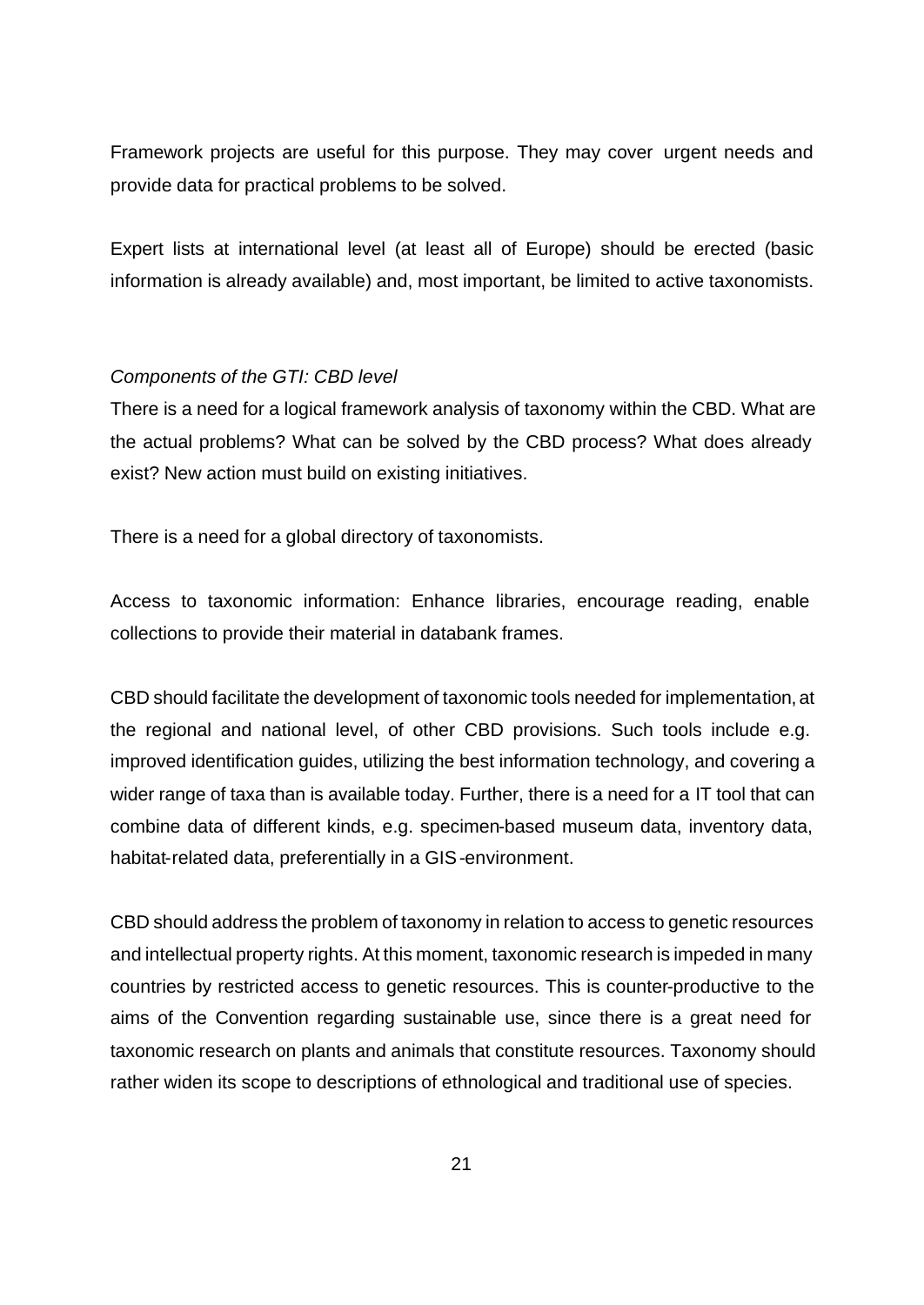Framework projects are useful for this purpose. They may cover urgent needs and provide data for practical problems to be solved.

Expert lists at international level (at least all of Europe) should be erected (basic information is already available) and, most important, be limited to active taxonomists.

*Components of the GTI: CBD level*

There is a need for a logical framework analysis of taxonomy within the CBD. What are the actual problems? What can be solved by the CBD process? What does already exist? New action must build on existing initiatives.

There is a need for a global directory of taxonomists.

Access to taxonomic information: Enhance libraries, encourage reading, enable collections to provide their material in databank frames.

CBD should facilitate the development of taxonomic tools needed for implementation, at the regional and national level, of other CBD provisions. Such tools include e.g. improved identification guides, utilizing the best information technology, and covering a wider range of taxa than is available today. Further, there is a need for a IT tool that can combine data of different kinds, e.g. specimen-based museum data, inventory data, habitat-related data, preferentially in a GIS-environment.

CBD should address the problem of taxonomy in relation to access to genetic resources and intellectual property rights. At this moment, taxonomic research is impeded in many countries by restricted access to genetic resources. This is counter-productive to the aims of the Convention regarding sustainable use, since there is a great need for taxonomic research on plants and animals that constitute resources. Taxonomy should rather widen its scope to descriptions of ethnological and traditional use of species.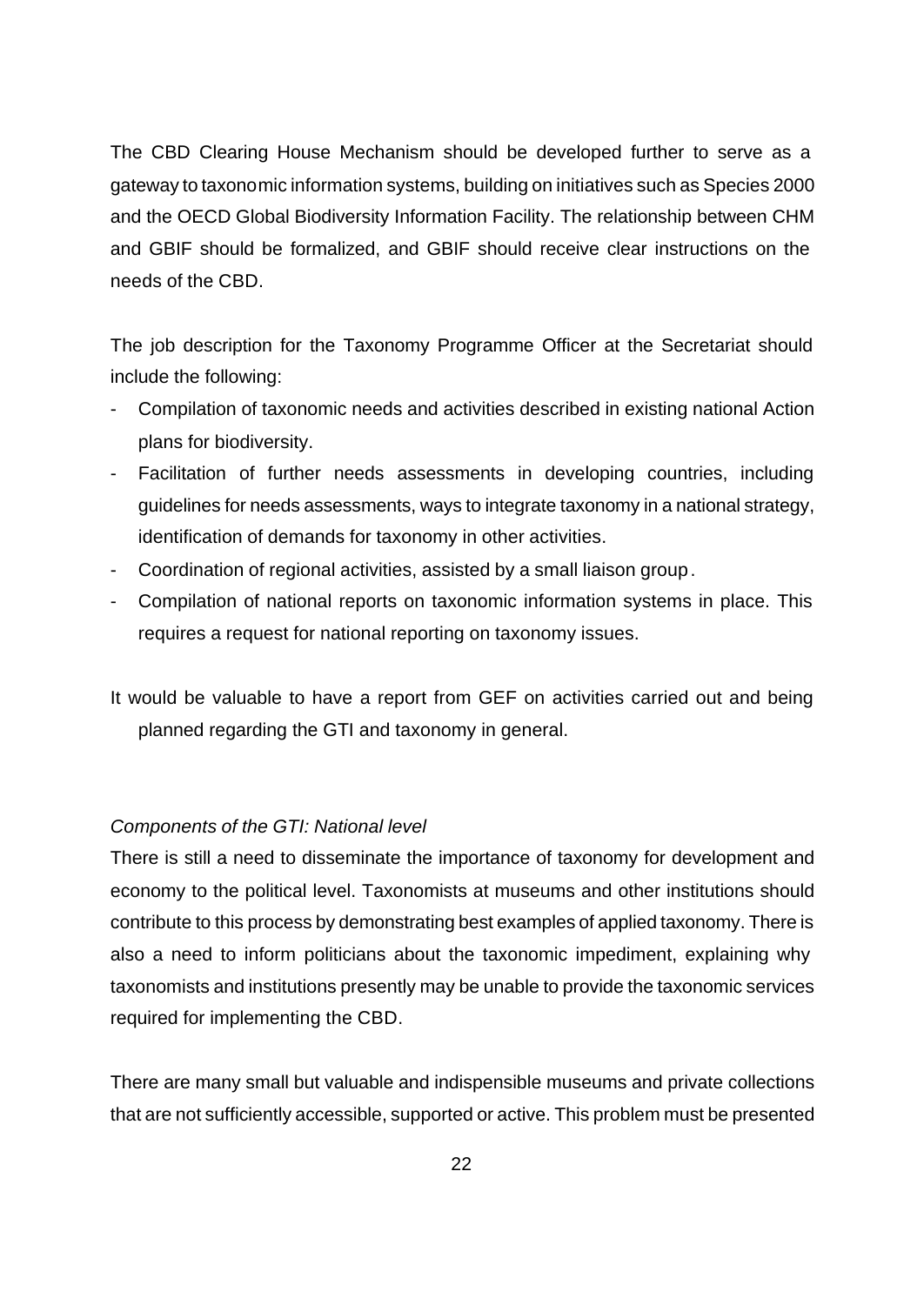The CBD Clearing House Mechanism should be developed further to serve as a gateway to taxonomic information systems, building on initiatives such as Species 2000 and the OECD Global Biodiversity Information Facility. The relationship between CHM and GBIF should be formalized, and GBIF should receive clear instructions on the needs of the CBD.

The job description for the Taxonomy Programme Officer at the Secretariat should include the following:

- Compilation of taxonomic needs and activities described in existing national Action plans for biodiversity.
- Facilitation of further needs assessments in developing countries, including guidelines for needs assessments, ways to integrate taxonomy in a national strategy, identification of demands for taxonomy in other activities.
- Coordination of regional activities, assisted by a small liaison group.
- Compilation of national reports on taxonomic information systems in place. This requires a request for national reporting on taxonomy issues.

It would be valuable to have a report from GEF on activities carried out and being planned regarding the GTI and taxonomy in general.

*Components of the GTI: National level*

There is still a need to disseminate the importance of taxonomy for development and economy to the political level. Taxonomists at museums and other institutions should contribute to this process by demonstrating best examples of applied taxonomy. There is also a need to inform politicians about the taxonomic impediment, explaining why taxonomists and institutions presently may be unable to provide the taxonomic services required for implementing the CBD.

There are many small but valuable and indispensible museums and private collections that are not sufficiently accessible, supported or active. This problem must be presented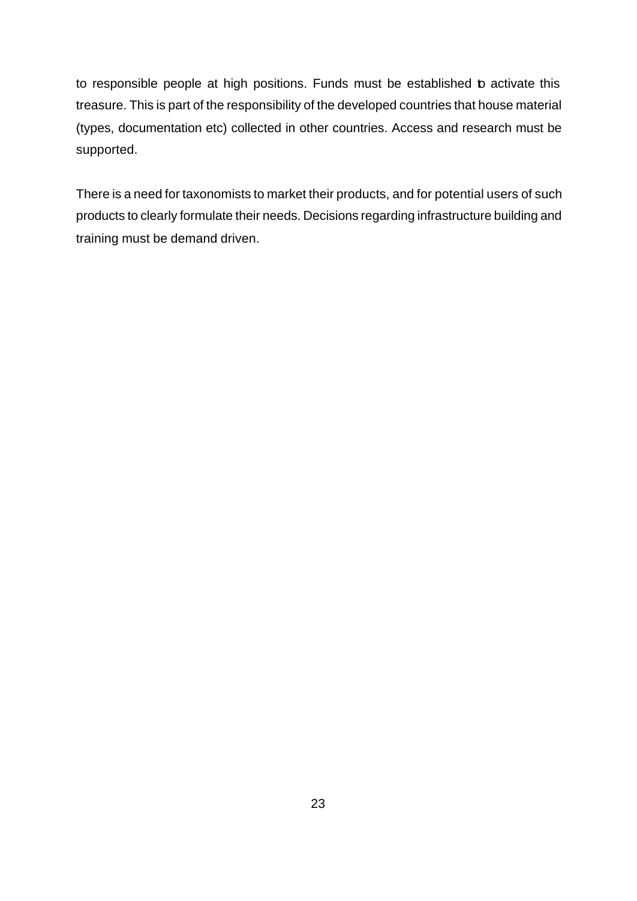to responsible people at high positions. Funds must be established to activate this treasure. This is part of the responsibility of the developed countries that house material (types, documentation etc) collected in other countries. Access and research must be supported.

There is a need for taxonomists to market their products, and for potential users of such products to clearly formulate their needs. Decisions regarding infrastructure building and training must be demand driven.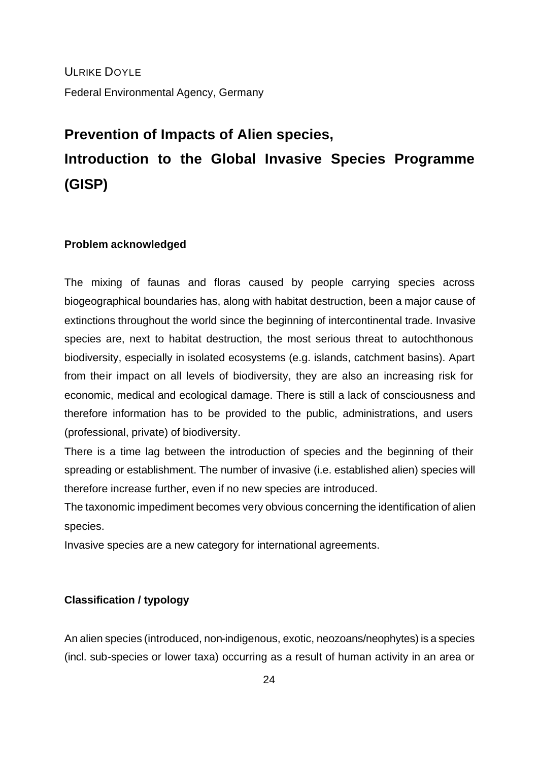ULRIKE DOYLE

Federal Environmental Agency, Germany

# Prevention of Impacts of Alien species, Introduction to the Global Invasive Species Programme (GISP)

## Problem acknowledged

The mixing of faunas and floras caused by people carrying species across biogeographical boundaries has, along with habitat destruction, been a major cause of extinctions throughout the world since the beginning of intercontinental trade. Invasive species are, next to habitat destruction, the most serious threat to autochthonous biodiversity, especially in isolated ecosystems (e.g. islands, catchment basins). Apart from their impact on all levels of biodiversity, they are also an increasing risk for economic, medical and ecological damage. There is still a lack of consciousness and therefore information has to be provided to the public, administrations, and users (professional, private) of biodiversity.

There is a time lag between the introduction of species and the beginning of their spreading or establishment. The number of invasive (i.e. established alien) species will therefore increase further, even if no new species are introduced.

The taxonomic impediment becomes very obvious concerning the identification of alien species.

Invasive species are a new category for international agreements.

## Classification / typology

An alien species (introduced, non-indigenous, exotic, neozoans/neophytes) is a species (incl. sub-species or lower taxa) occurring as a result of human activity in an area or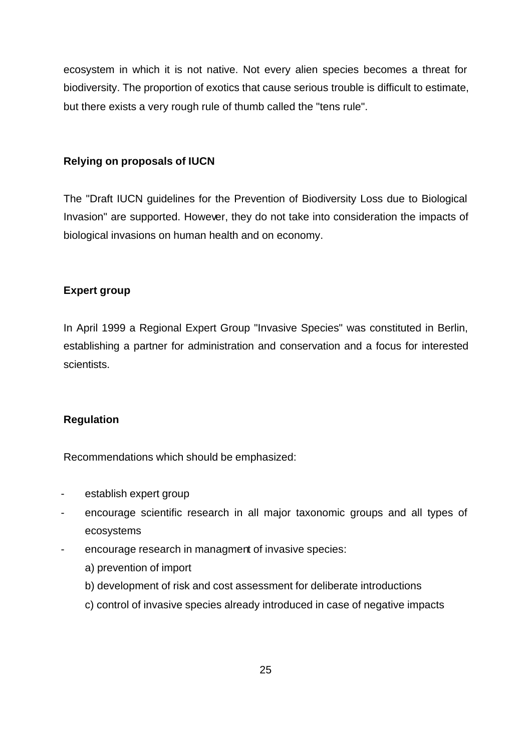ecosystem in which it is not native. Not every alien species becomes a threat for biodiversity. The proportion of exotics that cause serious trouble is difficult to estimate, but there exists a very rough rule of thumb called the "tens rule".

**Relying on proposals of IUCN**

The "Draft IUCN guidelines for the Prevention of Biodiversity Loss due to Biological Invasion" are supported. However, they do not take into consideration the impacts of biological invasions on human health and on economy.

**Expert group**

In April 1999 a Regional Expert Group "Invasive Species" was constituted in Berlin, establishing a partner for administration and conservation and a focus for interested scientists.

**Regulation**

Recommendations which should be emphasized:

- establish expert group
- encourage scientific research in all major taxonomic groups and all types of ecosystems
- encourage research in managment of invasive species:
  a) prevention of import
  b) development of risk and cost assessment for deliberate introductions
  c) control of invasive species already introduced in case of negative impacts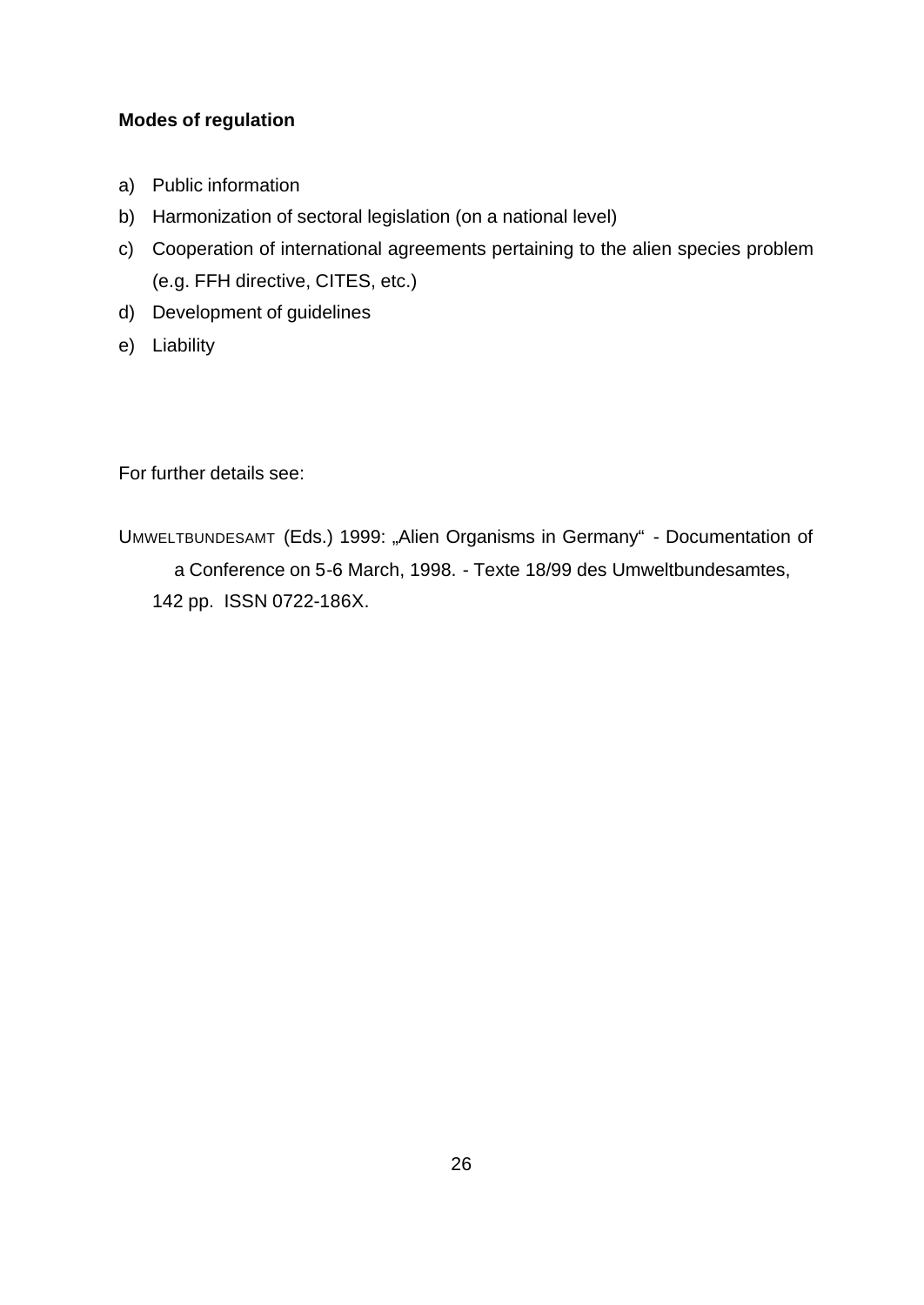**Modes of regulation**

a) Public information
b) Harmonization of sectoral legislation (on a national level)
c) Cooperation of international agreements pertaining to the alien species problem (e.g. FFH directive, CITES, etc.)
d) Development of guidelines
e) Liability

For further details see:

UMWELTBUNDESAMT (Eds.) 1999: „Alien Organisms in Germany" - Documentation of a Conference on 5-6 March, 1998. - Texte 18/99 des Umweltbundesamtes, 142 pp. ISSN 0722-186X.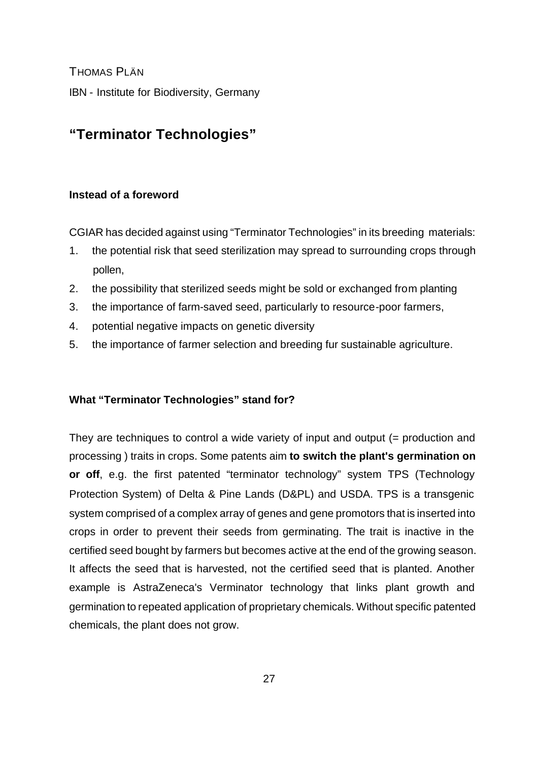THOMAS PLÄN

IBN - Institute for Biodiversity, Germany

# "Terminator Technologies"

### Instead of a foreword

CGIAR has decided against using "Terminator Technologies" in its breeding materials:

1. the potential risk that seed sterilization may spread to surrounding crops through pollen,
2. the possibility that sterilized seeds might be sold or exchanged from planting
3. the importance of farm-saved seed, particularly to resource-poor farmers,
4. potential negative impacts on genetic diversity
5. the importance of farmer selection and breeding fur sustainable agriculture.

### What "Terminator Technologies" stand for?

They are techniques to control a wide variety of input and output (= production and processing ) traits in crops. Some patents aim **to switch the plant's germination on or off**, e.g. the first patented "terminator technology" system TPS (Technology Protection System) of Delta & Pine Lands (D&PL) and USDA. TPS is a transgenic system comprised of a complex array of genes and gene promotors that is inserted into crops in order to prevent their seeds from germinating. The trait is inactive in the certified seed bought by farmers but becomes active at the end of the growing season. It affects the seed that is harvested, not the certified seed that is planted. Another example is AstraZeneca's Verminator technology that links plant growth and germination to repeated application of proprietary chemicals. Without specific patented chemicals, the plant does not grow.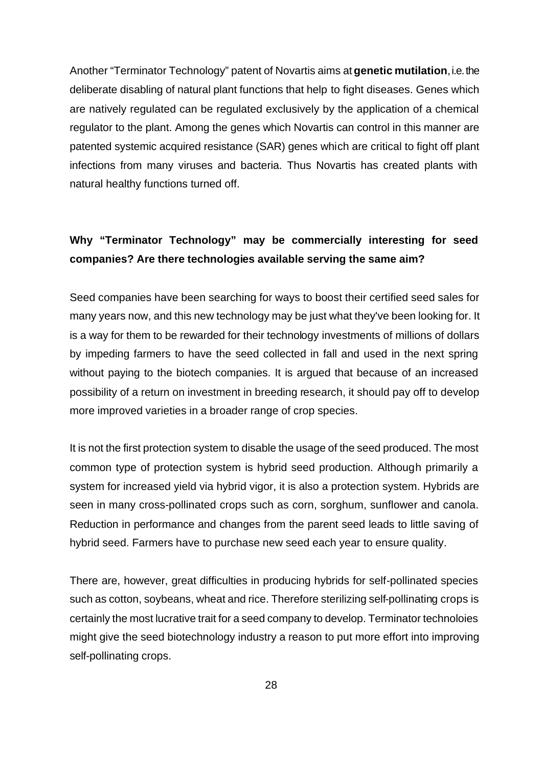Another "Terminator Technology" patent of Novartis aims at **genetic mutilation**, i.e. the deliberate disabling of natural plant functions that help to fight diseases. Genes which are natively regulated can be regulated exclusively by the application of a chemical regulator to the plant. Among the genes which Novartis can control in this manner are patented systemic acquired resistance (SAR) genes which are critical to fight off plant infections from many viruses and bacteria. Thus Novartis has created plants with natural healthy functions turned off.

**Why "Terminator Technology" may be commercially interesting for seed companies? Are there technologies available serving the same aim?**

Seed companies have been searching for ways to boost their certified seed sales for many years now, and this new technology may be just what they've been looking for. It is a way for them to be rewarded for their technology investments of millions of dollars by impeding farmers to have the seed collected in fall and used in the next spring without paying to the biotech companies. It is argued that because of an increased possibility of a return on investment in breeding research, it should pay off to develop more improved varieties in a broader range of crop species.

It is not the first protection system to disable the usage of the seed produced. The most common type of protection system is hybrid seed production. Although primarily a system for increased yield via hybrid vigor, it is also a protection system. Hybrids are seen in many cross-pollinated crops such as corn, sorghum, sunflower and canola. Reduction in performance and changes from the parent seed leads to little saving of hybrid seed. Farmers have to purchase new seed each year to ensure quality.

There are, however, great difficulties in producing hybrids for self-pollinated species such as cotton, soybeans, wheat and rice. Therefore sterilizing self-pollinating crops is certainly the most lucrative trait for a seed company to develop. Terminator technoloies might give the seed biotechnology industry a reason to put more effort into improving self-pollinating crops.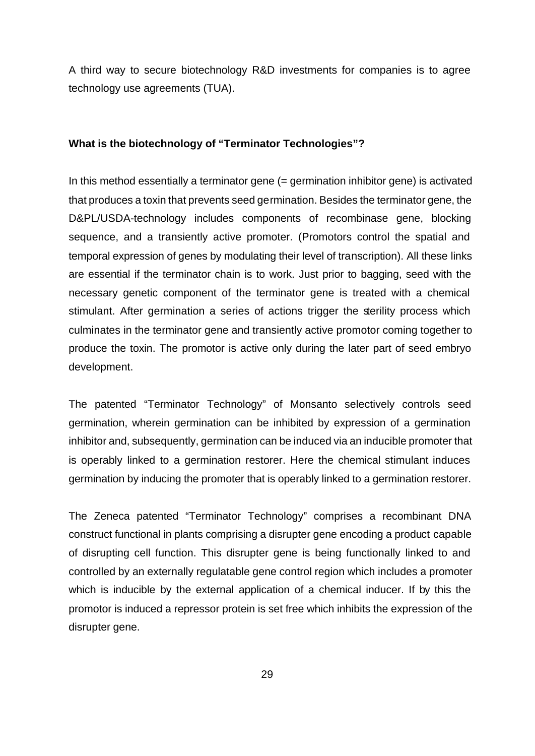A third way to secure biotechnology R&D investments for companies is to agree technology use agreements (TUA).

**What is the biotechnology of "Terminator Technologies"?**

In this method essentially a terminator gene (= germination inhibitor gene) is activated that produces a toxin that prevents seed germination. Besides the terminator gene, the D&PL/USDA-technology includes components of recombinase gene, blocking sequence, and a transiently active promoter. (Promotors control the spatial and temporal expression of genes by modulating their level of transcription). All these links are essential if the terminator chain is to work. Just prior to bagging, seed with the necessary genetic component of the terminator gene is treated with a chemical stimulant. After germination a series of actions trigger the sterility process which culminates in the terminator gene and transiently active promotor coming together to produce the toxin. The promotor is active only during the later part of seed embryo development.

The patented "Terminator Technology" of Monsanto selectively controls seed germination, wherein germination can be inhibited by expression of a germination inhibitor and, subsequently, germination can be induced via an inducible promoter that is operably linked to a germination restorer. Here the chemical stimulant induces germination by inducing the promoter that is operably linked to a germination restorer.

The Zeneca patented "Terminator Technology" comprises a recombinant DNA construct functional in plants comprising a disrupter gene encoding a product capable of disrupting cell function. This disrupter gene is being functionally linked to and controlled by an externally regulatable gene control region which includes a promoter which is inducible by the external application of a chemical inducer. If by this the promotor is induced a repressor protein is set free which inhibits the expression of the disrupter gene.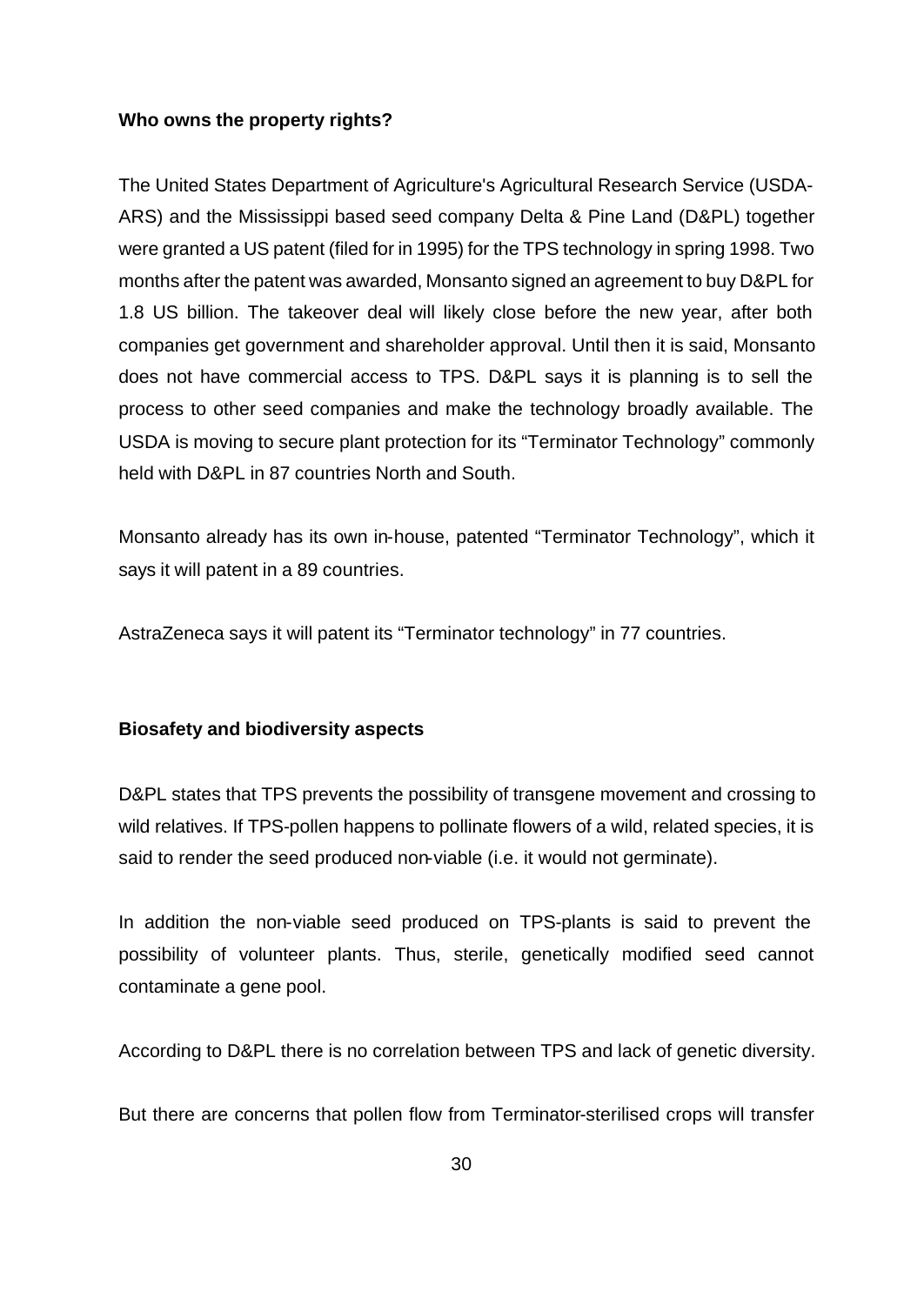**Who owns the property rights?**

The United States Department of Agriculture's Agricultural Research Service (USDA-ARS) and the Mississippi based seed company Delta & Pine Land (D&PL) together were granted a US patent (filed for in 1995) for the TPS technology in spring 1998. Two months after the patent was awarded, Monsanto signed an agreement to buy D&PL for 1.8 US billion. The takeover deal will likely close before the new year, after both companies get government and shareholder approval. Until then it is said, Monsanto does not have commercial access to TPS. D&PL says it is planning is to sell the process to other seed companies and make the technology broadly available. The USDA is moving to secure plant protection for its "Terminator Technology" commonly held with D&PL in 87 countries North and South.

Monsanto already has its own in-house, patented "Terminator Technology", which it says it will patent in a 89 countries.

AstraZeneca says it will patent its "Terminator technology" in 77 countries.

**Biosafety and biodiversity aspects**

D&PL states that TPS prevents the possibility of transgene movement and crossing to wild relatives. If TPS-pollen happens to pollinate flowers of a wild, related species, it is said to render the seed produced non-viable (i.e. it would not germinate).

In addition the non-viable seed produced on TPS-plants is said to prevent the possibility of volunteer plants. Thus, sterile, genetically modified seed cannot contaminate a gene pool.

According to D&PL there is no correlation between TPS and lack of genetic diversity.

But there are concerns that pollen flow from Terminator-sterilised crops will transfer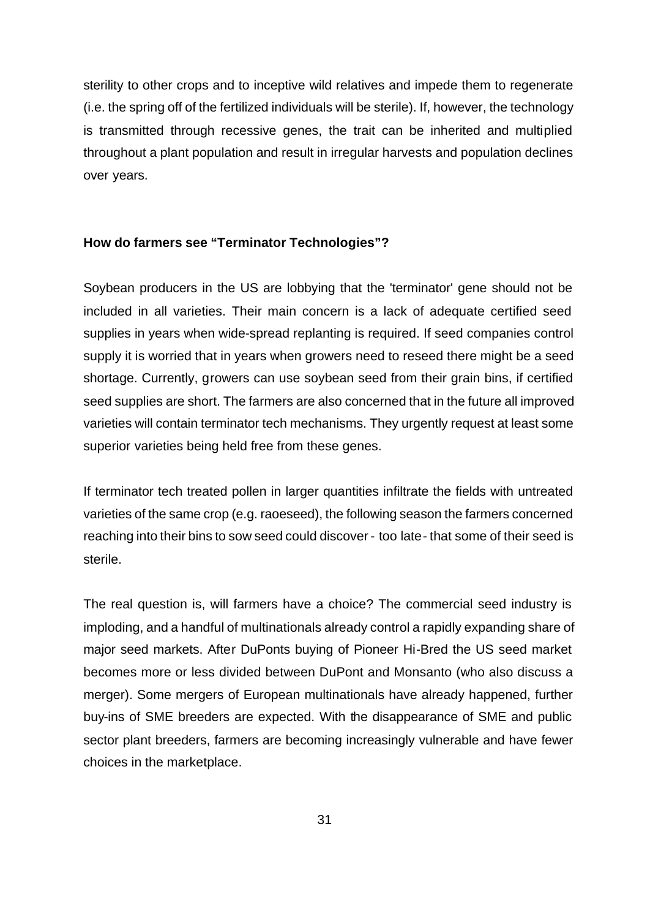sterility to other crops and to inceptive wild relatives and impede them to regenerate (i.e. the spring off of the fertilized individuals will be sterile). If, however, the technology is transmitted through recessive genes, the trait can be inherited and multiplied throughout a plant population and result in irregular harvests and population declines over years.

**How do farmers see “Terminator Technologies”?**

Soybean producers in the US are lobbying that the 'terminator' gene should not be included in all varieties. Their main concern is a lack of adequate certified seed supplies in years when wide-spread replanting is required. If seed companies control supply it is worried that in years when growers need to reseed there might be a seed shortage. Currently, growers can use soybean seed from their grain bins, if certified seed supplies are short. The farmers are also concerned that in the future all improved varieties will contain terminator tech mechanisms. They urgently request at least some superior varieties being held free from these genes.

If terminator tech treated pollen in larger quantities infiltrate the fields with untreated varieties of the same crop (e.g. raoeseed), the following season the farmers concerned reaching into their bins to sow seed could discover - too late - that some of their seed is sterile.

The real question is, will farmers have a choice? The commercial seed industry is imploding, and a handful of multinationals already control a rapidly expanding share of major seed markets. After DuPonts buying of Pioneer Hi-Bred the US seed market becomes more or less divided between DuPont and Monsanto (who also discuss a merger). Some mergers of European multinationals have already happened, further buy-ins of SME breeders are expected. With the disappearance of SME and public sector plant breeders, farmers are becoming increasingly vulnerable and have fewer choices in the marketplace.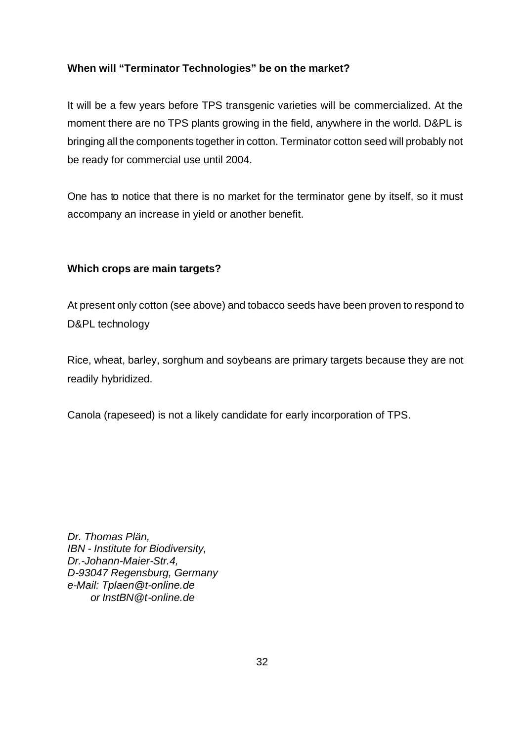**When will "Terminator Technologies" be on the market?**

It will be a few years before TPS transgenic varieties will be commercialized. At the moment there are no TPS plants growing in the field, anywhere in the world. D&PL is bringing all the components together in cotton. Terminator cotton seed will probably not be ready for commercial use until 2004.

One has to notice that there is no market for the terminator gene by itself, so it must accompany an increase in yield or another benefit.

**Which crops are main targets?**

At present only cotton (see above) and tobacco seeds have been proven to respond to D&PL technology

Rice, wheat, barley, sorghum and soybeans are primary targets because they are not readily hybridized.

Canola (rapeseed) is not a likely candidate for early incorporation of TPS.

*Dr. Thomas Plän,*
*IBN - Institute for Biodiversity,*
*Dr.-Johann-Maier-Str.4,*
*D-93047 Regensburg, Germany*
*e-Mail: Tplaen@t-online.de*
*or InstBN@t-online.de*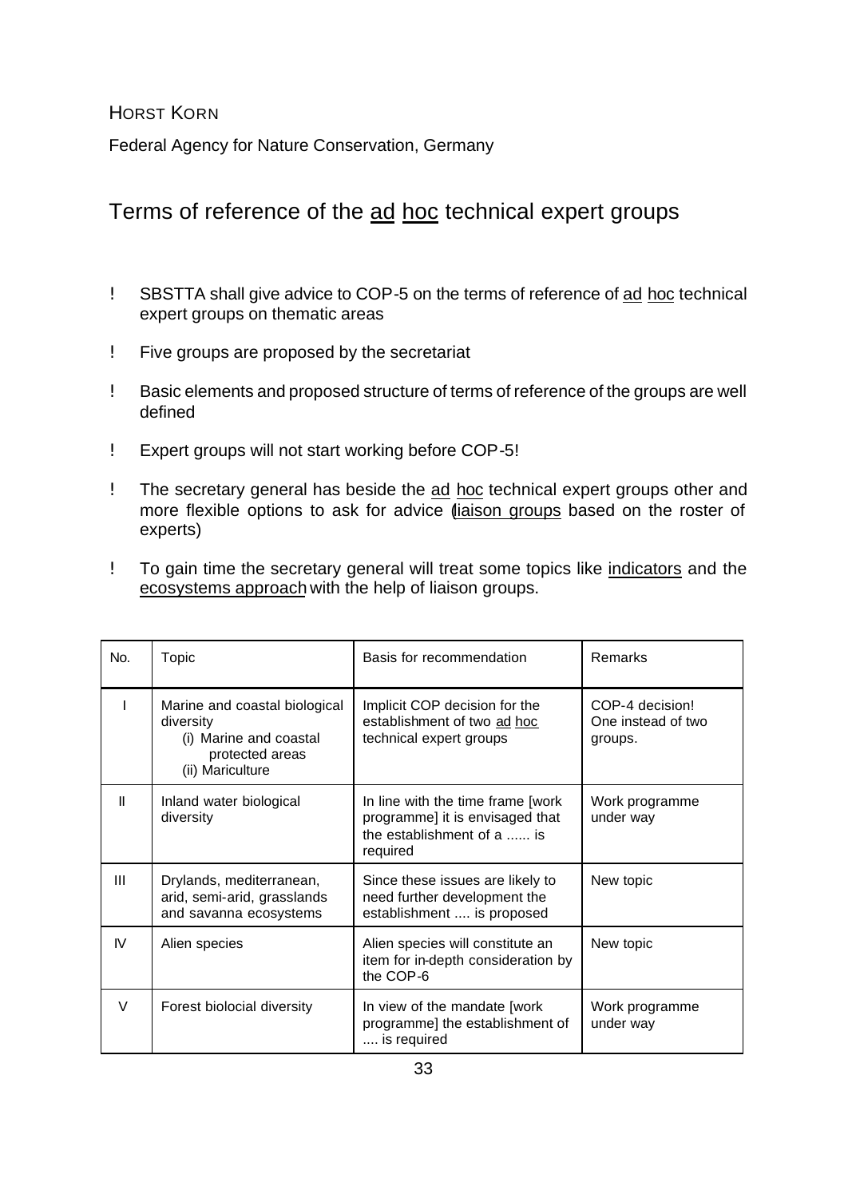HORST KORN

Federal Agency for Nature Conservation, Germany

# Terms of reference of the ad hoc technical expert groups

- SBSTTA shall give advice to COP-5 on the terms of reference of ad hoc technical expert groups on thematic areas
- Five groups are proposed by the secretariat
- Basic elements and proposed structure of terms of reference of the groups are well defined
- Expert groups will not start working before COP-5!
- The secretary general has beside the ad hoc technical expert groups other and more flexible options to ask for advice (liaison groups based on the roster of experts)
- To gain time the secretary general will treat some topics like indicators and the ecosystems approach with the help of liaison groups.

| No. | Topic | Basis for recommendation | Remarks |
|---|---|---|---|
| I | Marine and coastal biological diversity<br>(i) Marine and coastal protected areas<br>(ii) Mariculture | Implicit COP decision for the establishment of two ad hoc technical expert groups | COP-4 decision! One instead of two groups. |
| II | Inland water biological diversity | In line with the time frame [work programme] it is envisaged that the establishment of a ...... is required | Work programme under way |
| III | Drylands, mediterranean, arid, semi-arid, grasslands and savanna ecosystems | Since these issues are likely to need further development the establishment .... is proposed | New topic |
| IV | Alien species | Alien species will constitute an item for in-depth consideration by the COP-6 | New topic |
| V | Forest biolocial diversity | In view of the mandate [work programme] the establishment of .... is required | Work programme under way |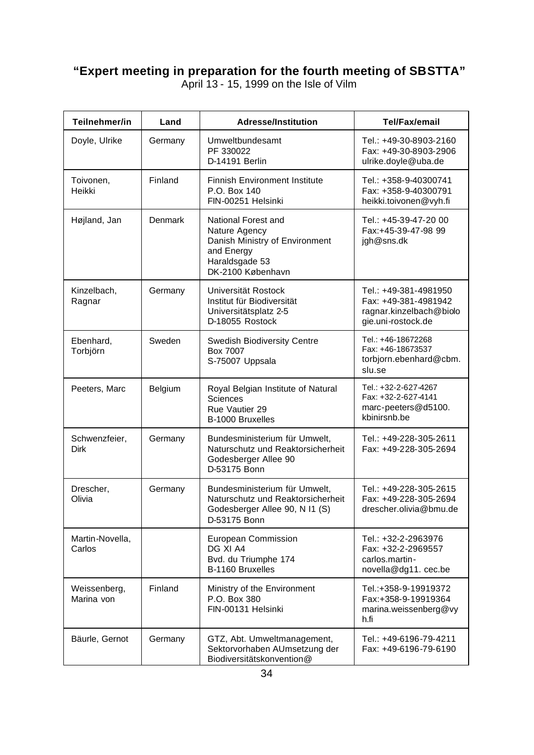**"Expert meeting in preparation for the fourth meeting of SBSTTA"**
April 13 - 15, 1999 on the Isle of Vilm

| Teilnehmer/in | Land | Adresse/Institution | Tel/Fax/email |
|---|---|---|---|
| Doyle, Ulrike | Germany | Umweltbundesamt<br>PF 330022<br>D-14191 Berlin | Tel.: +49-30-8903-2160<br>Fax: +49-30-8903-2906<br>ulrike.doyle@uba.de |
| Toivonen, Heikki | Finland | Finnish Environment Institute<br>P.O. Box 140<br>FIN-00251 Helsinki | Tel.: +358-9-40300741<br>Fax: +358-9-40300791<br>heikki.toivonen@vyh.fi |
| Højland, Jan | Denmark | National Forest and Nature Agency<br>Danish Ministry of Environment and Energy<br>Haraldsgade 53<br>DK-2100 København | Tel.: +45-39-47-20 00<br>Fax:+45-39-47-98 99<br>jgh@sns.dk |
| Kinzelbach, Ragnar | Germany | Universität Rostock<br>Institut für Biodiversität<br>Universitätsplatz 2-5<br>D-18055 Rostock | Tel.: +49-381-4981950<br>Fax: +49-381-4981942<br>ragnar.kinzelbach@biologie.uni-rostock.de |
| Ebenhard, Torbjörn | Sweden | Swedish Biodiversity Centre<br>Box 7007<br>S-75007 Uppsala | Tel.: +46-18672268<br>Fax: +46-18673537<br>torbjorn.ebenhard@cbm.slu.se |
| Peeters, Marc | Belgium | Royal Belgian Institute of Natural Sciences<br>Rue Vautier 29<br>B-1000 Bruxelles | Tel.: +32-2-627-4267<br>Fax: +32-2-627-4141<br>marc-peeters@d5100.kbinirsnb.be |
| Schwenzfeier, Dirk | Germany | Bundesministerium für Umwelt, Naturschutz und Reaktorsicherheit<br>Godesberger Allee 90<br>D-53175 Bonn | Tel.: +49-228-305-2611<br>Fax: +49-228-305-2694 |
| Drescher, Olivia | Germany | Bundesministerium für Umwelt, Naturschutz und Reaktorsicherheit<br>Godesberger Allee 90, N I1 (S)<br>D-53175 Bonn | Tel.: +49-228-305-2615<br>Fax: +49-228-305-2694<br>drescher.olivia@bmu.de |
| Martin-Novella, Carlos | | European Commission<br>DG XI A4<br>Bvd. du Triumphe 174<br>B-1160 Bruxelles | Tel.: +32-2-2963976<br>Fax: +32-2-2969557<br>carlos.martin-novella@dg11. cec.be |
| Weissenberg, Marina von | Finland | Ministry of the Environment<br>P.O. Box 380<br>FIN-00131 Helsinki | Tel.:+358-9-19919372<br>Fax:+358-9-19919364<br>marina.weissenberg@vyh.fi |
| Bäurle, Gernot | Germany | GTZ, Abt. Umweltmanagement, Sektorvorhaben AUmsetzung der Biodiversitätskonvention@ | Tel.: +49-6196-79-4211<br>Fax: +49-6196-79-6190 |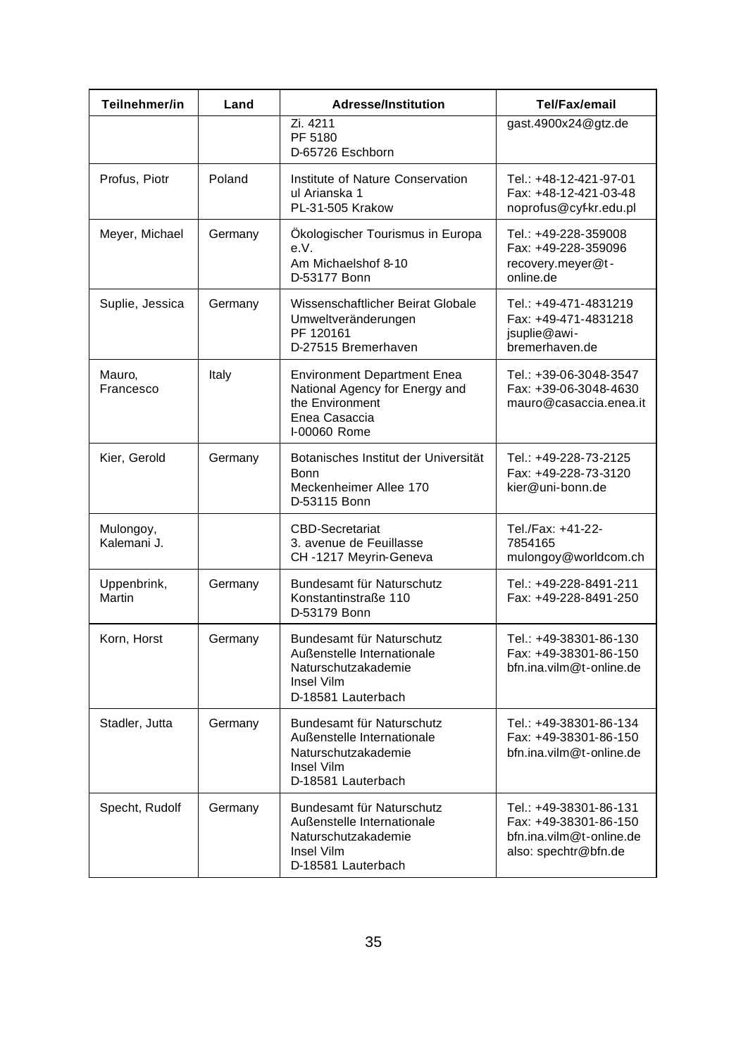| Teilnehmer/in | Land | Adresse/Institution | Tel/Fax/email |
|---|---|---|---|
| | | Zi. 4211<br>PF 5180<br>D-65726 Eschborn | gast.4900x24@gtz.de |
| Profus, Piotr | Poland | Institute of Nature Conservation<br>ul Arianska 1<br>PL-31-505 Krakow | Tel.: +48-12-421-97-01<br>Fax: +48-12-421-03-48<br>noprofus@cyf-kr.edu.pl |
| Meyer, Michael | Germany | Ökologischer Tourismus in Europa e.V.<br>Am Michaelshof 8-10<br>D-53177 Bonn | Tel.: +49-228-359008<br>Fax: +49-228-359096<br>recovery.meyer@t-online.de |
| Suplie, Jessica | Germany | Wissenschaftlicher Beirat Globale Umweltveränderungen<br>PF 120161<br>D-27515 Bremerhaven | Tel.: +49-471-4831219<br>Fax: +49-471-4831218<br>jsuplie@awi-bremerhaven.de |
| Mauro, Francesco | Italy | Environment Department Enea National Agency for Energy and the Environment<br>Enea Casaccia<br>I-00060 Rome | Tel.: +39-06-3048-3547<br>Fax: +39-06-3048-4630<br>mauro@casaccia.enea.it |
| Kier, Gerold | Germany | Botanisches Institut der Universität Bonn<br>Meckenheimer Allee 170<br>D-53115 Bonn | Tel.: +49-228-73-2125<br>Fax: +49-228-73-3120<br>kier@uni-bonn.de |
| Mulongoy, Kalemani J. | | CBD-Secretariat<br>3. avenue de Feuillasse<br>CH -1217 Meyrin-Geneva | Tel./Fax: +41-22-7854165<br>mulongoy@worldcom.ch |
| Uppenbrink, Martin | Germany | Bundesamt für Naturschutz<br>Konstantinstraße 110<br>D-53179 Bonn | Tel.: +49-228-8491-211<br>Fax: +49-228-8491-250 |
| Korn, Horst | Germany | Bundesamt für Naturschutz<br>Außenstelle Internationale Naturschutzakademie<br>Insel Vilm<br>D-18581 Lauterbach | Tel.: +49-38301-86-130<br>Fax: +49-38301-86-150<br>bfn.ina.vilm@t-online.de |
| Stadler, Jutta | Germany | Bundesamt für Naturschutz<br>Außenstelle Internationale Naturschutzakademie<br>Insel Vilm<br>D-18581 Lauterbach | Tel.: +49-38301-86-134<br>Fax: +49-38301-86-150<br>bfn.ina.vilm@t-online.de |
| Specht, Rudolf | Germany | Bundesamt für Naturschutz<br>Außenstelle Internationale Naturschutzakademie<br>Insel Vilm<br>D-18581 Lauterbach | Tel.: +49-38301-86-131<br>Fax: +49-38301-86-150<br>bfn.ina.vilm@t-online.de<br>also: spechtr@bfn.de |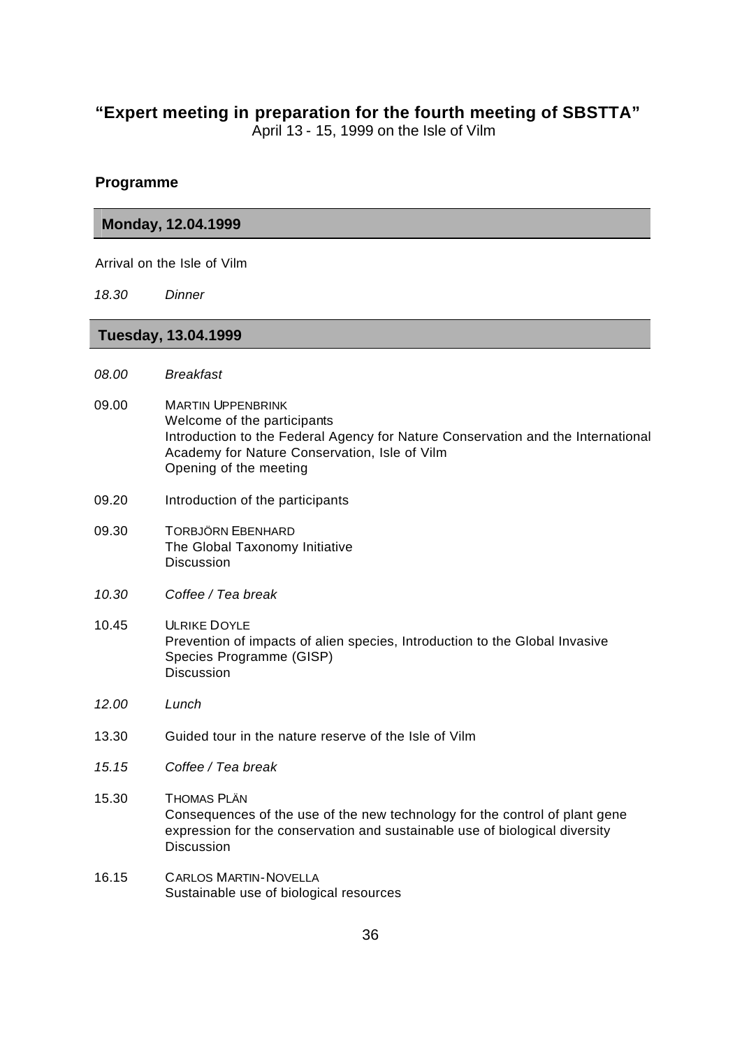## "Expert meeting in preparation for the fourth meeting of SBSTTA"

April 13 - 15, 1999 on the Isle of Vilm

### Programme

#### Monday, 12.04.1999

Arrival on the Isle of Vilm

*18.30* *Dinner*

#### Tuesday, 13.04.1999

*08.00* *Breakfast*

09.00 MARTIN UPPENBRINK
Welcome of the participants
Introduction to the Federal Agency for Nature Conservation and the International Academy for Nature Conservation, Isle of Vilm
Opening of the meeting

09.20 Introduction of the participants

09.30 TORBJÖRN EBENHARD
The Global Taxonomy Initiative
Discussion

*10.30* *Coffee / Tea break*

10.45 ULRIKE DOYLE
Prevention of impacts of alien species, Introduction to the Global Invasive Species Programme (GISP)
Discussion

*12.00* *Lunch*

13.30 Guided tour in the nature reserve of the Isle of Vilm

*15.15* *Coffee / Tea break*

15.30 THOMAS PLÄN
Consequences of the use of the new technology for the control of plant gene expression for the conservation and sustainable use of biological diversity
Discussion

16.15 CARLOS MARTIN-NOVELLA
Sustainable use of biological resources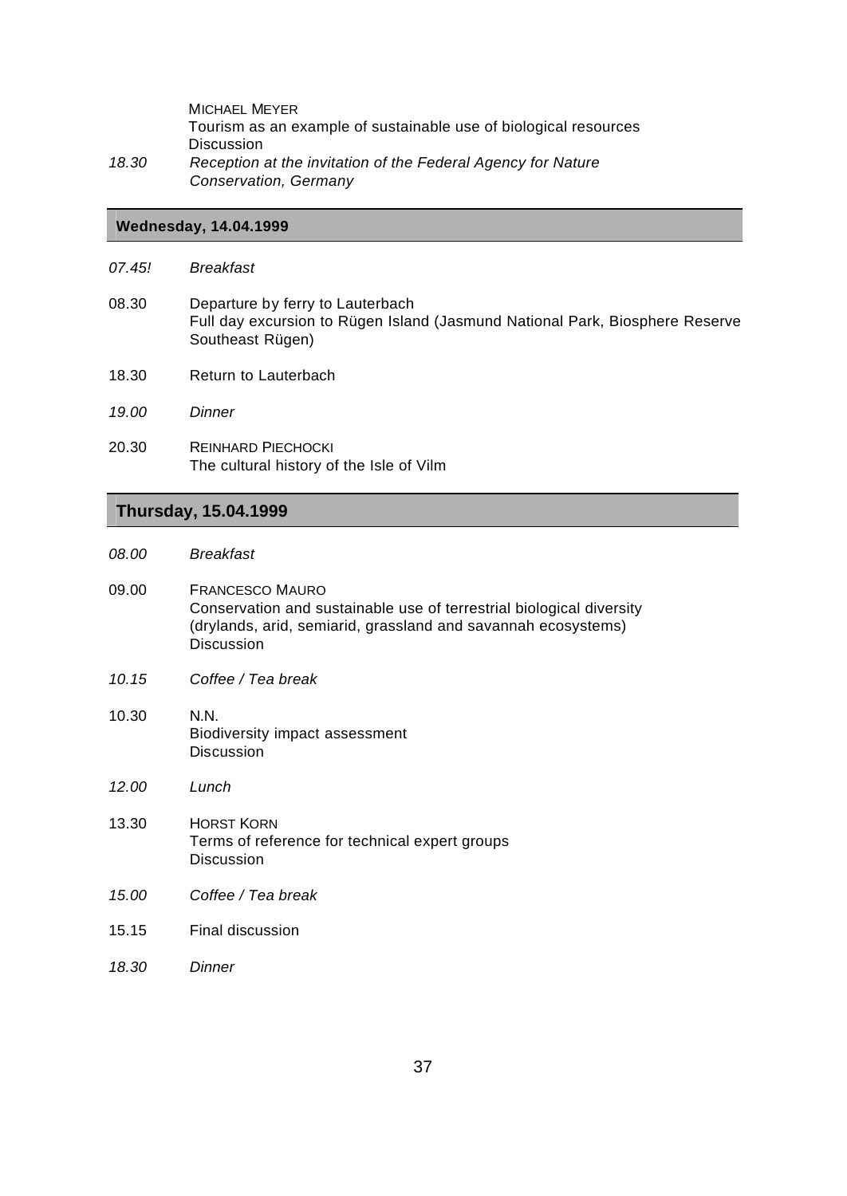MICHAEL MEYER
Tourism as an example of sustainable use of biological resources
Discussion

*18.30* *Reception at the invitation of the Federal Agency for Nature Conservation, Germany*

## Wednesday, 14.04.1999

*07.45!* *Breakfast*

08.30 Departure by ferry to Lauterbach
Full day excursion to Rügen Island (Jasmund National Park, Biosphere Reserve Southeast Rügen)

18.30 Return to Lauterbach

*19.00* *Dinner*

20.30 REINHARD PIECHOCKI
The cultural history of the Isle of Vilm

## Thursday, 15.04.1999

*08.00* *Breakfast*

09.00 FRANCESCO MAURO
Conservation and sustainable use of terrestrial biological diversity (drylands, arid, semiarid, grassland and savannah ecosystems)
Discussion

*10.15* *Coffee / Tea break*

10.30 N.N.
Biodiversity impact assessment
Discussion

*12.00* *Lunch*

13.30 HORST KORN
Terms of reference for technical expert groups
Discussion

*15.00* *Coffee / Tea break*

15.15 Final discussion

*18.30* *Dinner*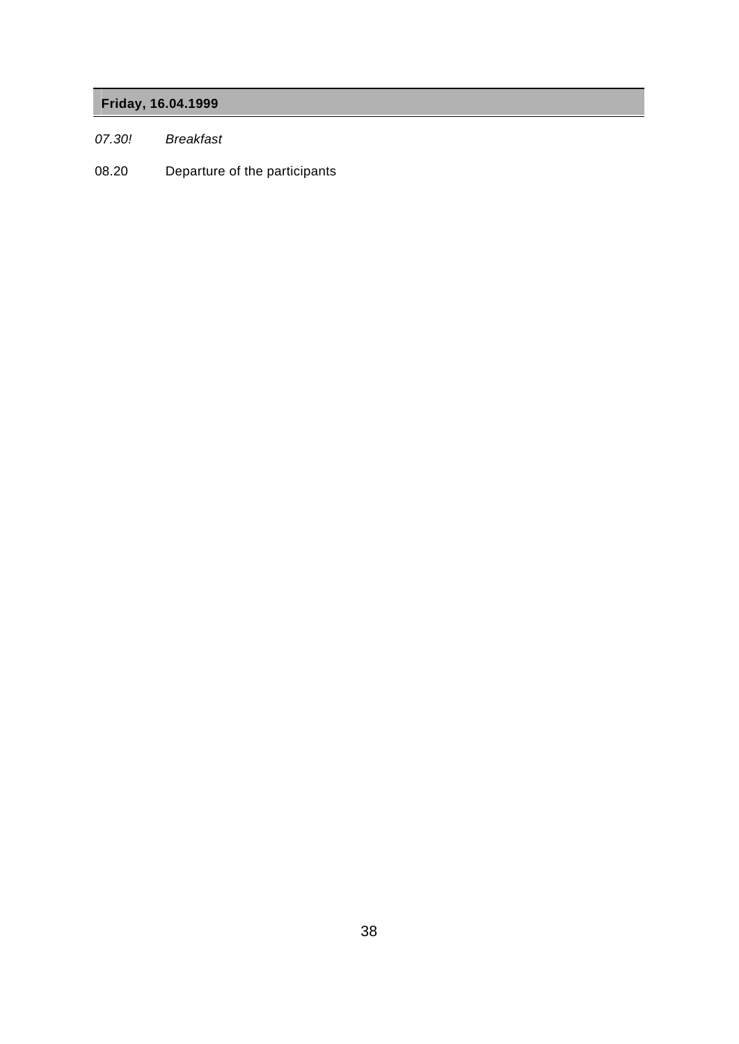## Friday, 16.04.1999

*07.30!* *Breakfast*

08.20 Departure of the participants